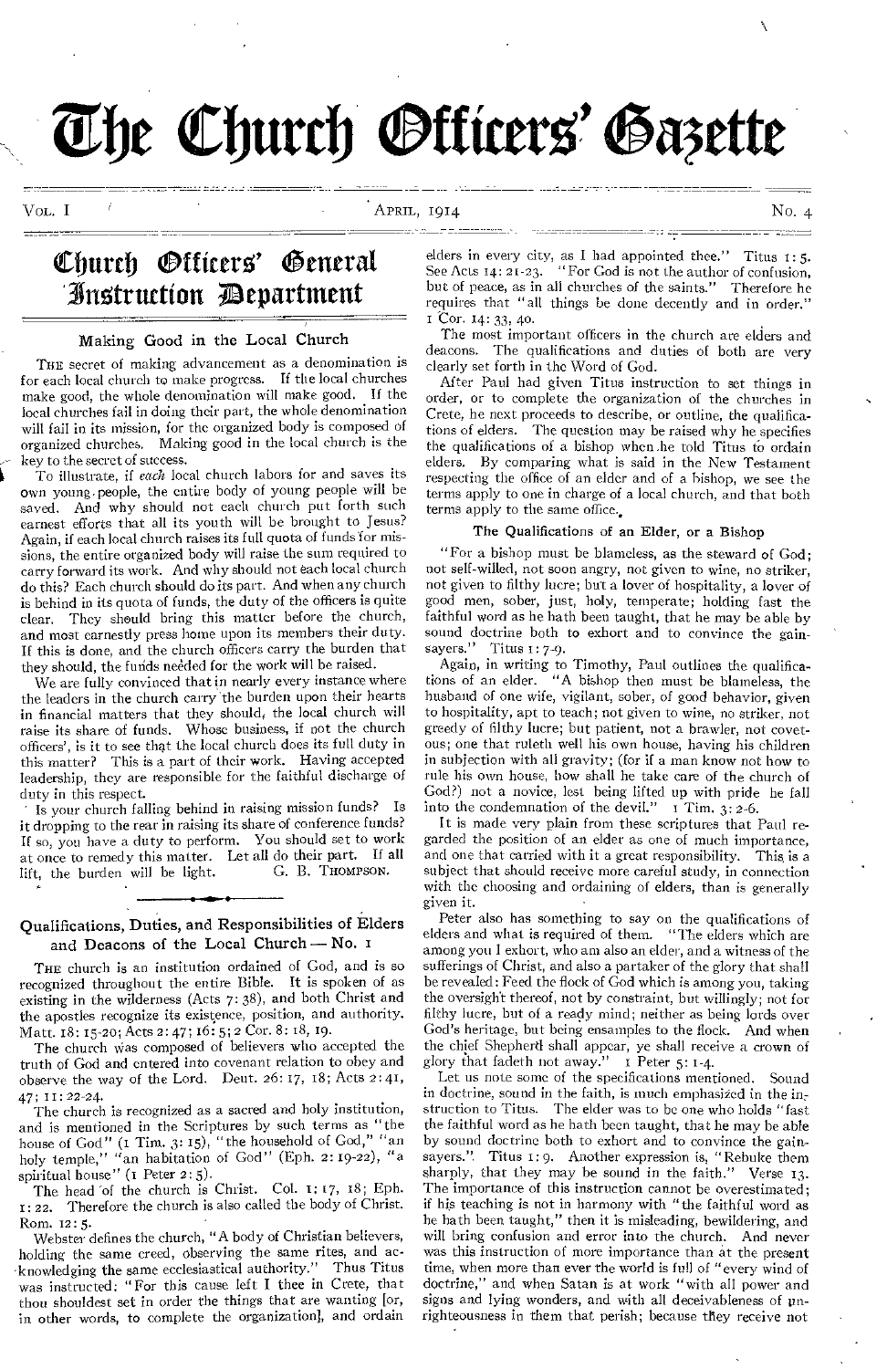# The Church Officers' Gazette

Vol. I — April, 1914 — No. 4

## Church Officers' General Instruction Department

### Making Good in the Local Church

The secret of making advancement as a denomination is for each local church to make progress. If the local churches make good, the whole denomination will make good. If the local churches fail in doing their part, the whole denomination will fail in its mission, for the organized body is composed of organized churches. Making good in the local church is the key to the secret of success.

To illustrate, if *each* local church labors for and saves its own young people, the entire body of young people will be saved. And why should not each church put forth such earnest efforts that all its youth will be brought to Jesus? Again, if each local church raises its full quota of funds for missions, the entire organized body will raise the sum required to carry forward its work. And why should not each local church do this? Each church should do its part. And when any church is behind in its quota of funds, the duty of the officers is quite clear. They should bring this matter before the church, and most earnestly press home upon its members their duty. If this is done, and the church officers carry the burden that they should, the funds needed for the work will be raised.

We are fully convinced that in nearly every instance where the leaders in the church carry the burden upon their hearts in financial matters that they should, the local church will raise its share of funds. Whose business, if not the church officers', is it to see that the local church does its full duty in this matter? This is a part of their work. Having accepted leadership, they are responsible for the faithful discharge of duty in this respect.

Is your church falling behind in raising mission funds? Is it dropping to the rear in raising its share of conference funds? If so, you have a duty to perform. You should set to work at once to remedy this matter. Let all do their part. If all lift, the burden will be light.

G. B. Thompson.

---

### Qualifications, Duties, and Responsibilities of Elders and Deacons of the Local Church — No. 1

The church is an institution ordained of God, and is so recognized throughout the entire Bible. It is spoken of as existing in the wilderness (Acts 7: 38), and both Christ and the apostles recognize its existence, position, and authority. Matt. 18: 15-20; Acts 2: 47; 16: 5; 2 Cor. 8: 18, 19.

The church was composed of believers who accepted the truth of God and entered into covenant relation to obey and observe the way of the Lord. Deut. 26: 17, 18; Acts 2: 41, 47; 11: 22-24.

The church is recognized as a sacred and holy institution, and is mentioned in the Scriptures by such terms as "the house of God" (1 Tim. 3: 15), "the household of God," "an holy temple," "an habitation of God" (Eph. 2: 19-22), "a spiritual house" (1 Peter 2: 5).

The head of the church is Christ. Col. 1: 17, 18; Eph. 1: 22. Therefore the church is also called the body of Christ. Rom. 12: 5.

Webster defines the church, "A body of Christian believers, holding the same creed, observing the same rites, and acknowledging the same ecclesiastical authority." Thus Titus was instructed: "For this cause left I thee in Crete, that thou shouldest set in order the things that are wanting [or, in other words, to complete the organization], and ordain elders in every city, as I had appointed thee." Titus 1: 5. See Acts 14: 21-23. "For God is not the author of confusion, but of peace, as in all churches of the saints." Therefore he requires that "all things be done decently and in order." 1 Cor. 14: 33, 40.

The most important officers in the church are elders and deacons. The qualifications and duties of both are very clearly set forth in the Word of God.

After Paul had given Titus instruction to set things in order, or to complete the organization of the churches in Crete, he next proceeds to describe, or outline, the qualifications of elders. The question may be raised why he specifies the qualifications of a bishop when he told Titus to ordain elders. By comparing what is said in the New Testament respecting the office of an elder and of a bishop, we see the terms apply to one in charge of a local church, and that both terms apply to the same office.

#### The Qualifications of an Elder, or a Bishop

"For a bishop must be blameless, as the steward of God; not self-willed, not soon angry, not given to wine, no striker, not given to filthy lucre; but a lover of hospitality, a lover of good men, sober, just, holy, temperate; holding fast the faithful word as he hath been taught, that he may be able by sound doctrine both to exhort and to convince the gainsayers." Titus 1: 7-9.

Again, in writing to Timothy, Paul outlines the qualifications of an elder. "A bishop then must be blameless, the husband of one wife, vigilant, sober, of good behavior, given to hospitality, apt to teach; not given to wine, no striker, not greedy of filthy lucre; but patient, not a brawler, not covetous; one that ruleth well his own house, having his children in subjection with all gravity; (for if a man know not how to rule his own house, how shall he take care of the church of God?) not a novice, lest being lifted up with pride he fall into the condemnation of the devil." 1 Tim. 3: 2-6.

It is made very plain from these scriptures that Paul regarded the position of an elder as one of much importance, and one that carried with it a great responsibility. This is a subject that should receive more careful study, in connection with the choosing and ordaining of elders, than is generally given it.

Peter also has something to say on the qualifications of elders and what is required of them. "The elders which are among you I exhort, who am also an elder, and a witness of the sufferings of Christ, and also a partaker of the glory that shall be revealed: Feed the flock of God which is among you, taking the oversight thereof, not by constraint, but willingly; not for filthy lucre, but of a ready mind; neither as being lords over God's heritage, but being ensamples to the flock. And when the chief Shepherd shall appear, ye shall receive a crown of glory that fadeth not away." 1 Peter 5: 1-4.

Let us note some of the specifications mentioned. Sound in doctrine, sound in the faith, is much emphasized in the instruction to Titus. The elder was to be one who holds "fast the faithful word as he hath been taught, that he may be able by sound doctrine both to exhort and to convince the gainsayers." Titus 1: 9. Another expression is, "Rebuke them sharply, that they may be sound in the faith." Verse 13. The importance of this instruction cannot be overestimated; if his teaching is not in harmony with "the faithful word as he hath been taught," then it is misleading, bewildering, and will bring confusion and error into the church. And never was this instruction of more importance than at the present time, when more than ever the world is full of "every wind of doctrine," and when Satan is at work "with all power and signs and lying wonders, and with all deceivableness of unrighteousness in them that perish; because they receive not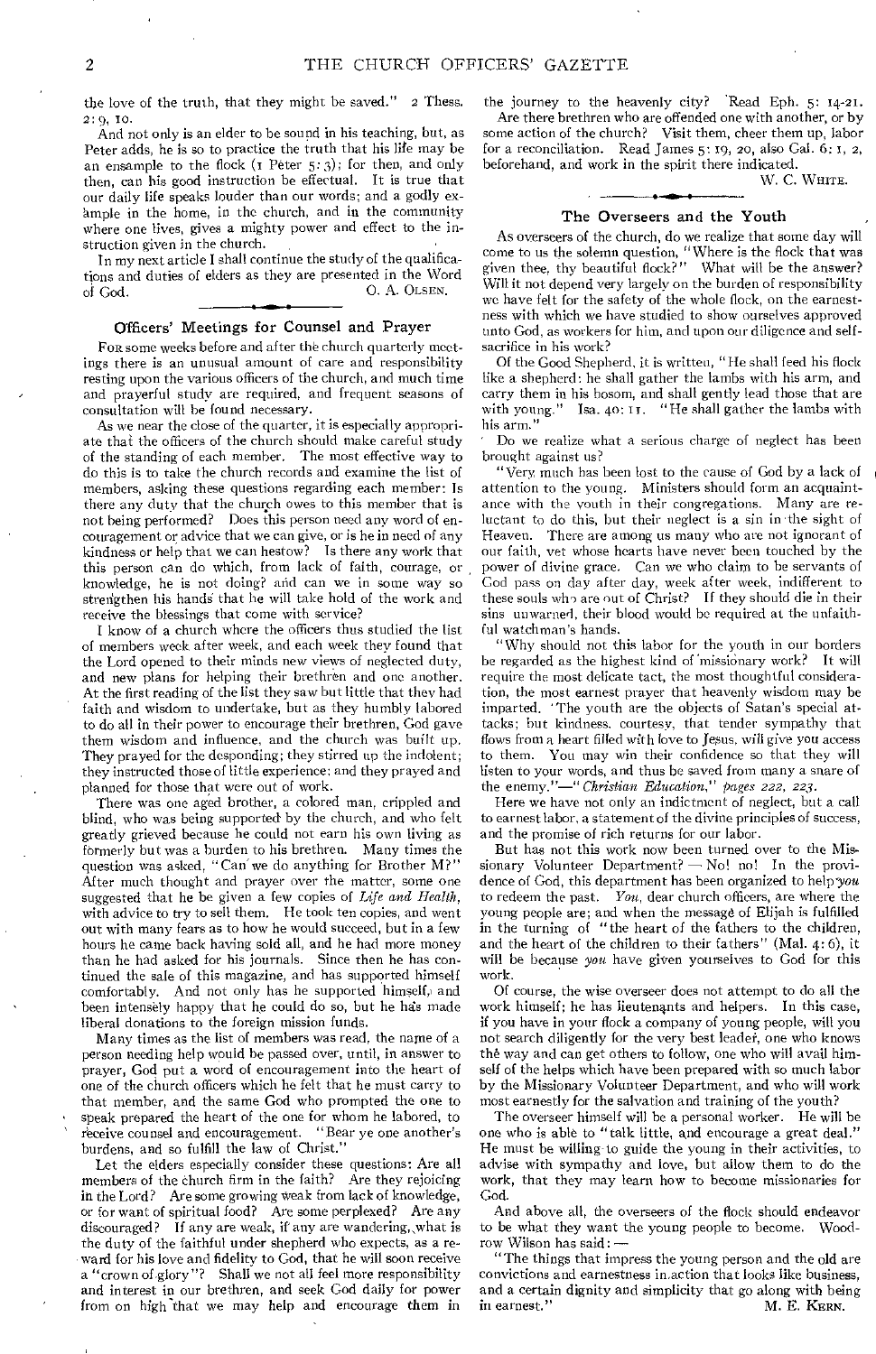the love of the truth, that they might be saved." 2 Thess. 2:9, 10.

And not only is an elder to be sound in his teaching, but, as Peter adds, he is so to practice the truth that his life may be an ensample to the flock (1 Peter 5:3); for then, and only then, can his good instruction be effectual. It is true that our daily life speaks louder than our words; and a godly example in the home, in the church, and in the community where one lives, gives a mighty power and effect to the instruction given in the church.

In my next article I shall continue the study of the qualifications and duties of elders as they are presented in the Word of God.

O. A. OLSEN.

## Officers' Meetings for Counsel and Prayer

FOR some weeks before and after the church quarterly meetings there is an unusual amount of care and responsibility resting upon the various officers of the church, and much time and prayerful study are required, and frequent seasons of consultation will be found necessary.

As we near the close of the quarter, it is especially appropriate that the officers of the church should make careful study of the standing of each member. The most effective way to do this is to take the church records and examine the list of members, asking these questions regarding each member: Is there any duty that the church owes to this member that is not being performed? Does this person need any word of encouragement or advice that we can give, or is he in need of any kindness or help that we can bestow? Is there any work that this person can do which, from lack of faith, courage, or knowledge, he is not doing? and can we in some way so strengthen his hands that he will take hold of the work and receive the blessings that come with service?

I know of a church where the officers thus studied the list of members week after week, and each week they found that the Lord opened to their minds new views of neglected duty, and new plans for helping their brethren and one another. At the first reading of the list they saw but little that they had faith and wisdom to undertake, but as they humbly labored to do all in their power to encourage their brethren, God gave them wisdom and influence, and the church was built up. They prayed for the desponding; they stirred up the indolent; they instructed those of little experience; and they prayed and planned for those that were out of work.

There was one aged brother, a colored man, crippled and blind, who was being supported by the church, and who felt greatly grieved because he could not earn his own living as formerly but was a burden to his brethren. Many times the question was asked, "Can we do anything for Brother M?" After much thought and prayer over the matter, some one suggested that he be given a few copies of *Life and Health*, with advice to try to sell them. He took ten copies, and went out with many fears as to how he would succeed, but in a few hours he came back having sold all, and he had more money than he had asked for his journals. Since then he has continued the sale of this magazine, and has supported himself comfortably. And not only has he supported himself, and been intensely happy that he could do so, but he has made liberal donations to the foreign mission funds.

Many times as the list of members was read, the name of a person needing help would be passed over, until, in answer to prayer, God put a word of encouragement into the heart of one of the church officers which he felt that he must carry to that member, and the same God who prompted the one to speak prepared the heart of the one for whom he labored, to receive counsel and encouragement. "Bear ye one another's burdens, and so fulfill the law of Christ."

Let the elders especially consider these questions: Are all members of the church firm in the faith? Are they rejoicing in the Lord? Are some growing weak from lack of knowledge, or for want of spiritual food? Are some perplexed? Are any discouraged? If any are weak, if any are wandering, what is the duty of the faithful under shepherd who expects, as a reward for his love and fidelity to God, that he will soon receive a "crown of glory"? Shall we not all feel more responsibility and interest in our brethren, and seek God daily for power from on high that we may help and encourage them in the journey to the heavenly city? Read Eph. 5: 14-21.

Are there brethren who are offended one with another, or by some action of the church? Visit them, cheer them up, labor for a reconciliation. Read James 5: 19, 20, also Gal. 6: 1, 2, beforehand, and work in the spirit there indicated.

W. C. WHITE.

## The Overseers and the Youth

As overseers of the church, do we realize that some day will come to us the solemn question, "Where is the flock that was given thee, thy beautiful flock?" What will be the answer? Will it not depend very largely on the burden of responsibility we have felt for the safety of the whole flock, on the earnestness with which we have studied to show ourselves approved unto God, as workers for him, and upon our diligence and self-sacrifice in his work?

Of the Good Shepherd, it is written, "He shall feed his flock like a shepherd: he shall gather the lambs with his arm, and carry them in his bosom, and shall gently lead those that are with young." Isa. 40: 11. "He shall gather the lambs with his arm."

Do we realize what a serious charge of neglect has been brought against us?

"Very much has been lost to the cause of God by a lack of attention to the young. Ministers should form an acquaintance with the youth in their congregations. Many are reluctant to do this, but their neglect is a sin in the sight of Heaven. There are among us many who are not ignorant of our faith, yet whose hearts have never been touched by the power of divine grace. Can we who claim to be servants of God pass on day after day, week after week, indifferent to these souls who are out of Christ? If they should die in their sins unwarned, their blood would be required at the unfaithful watchman's hands.

"Why should not this labor for the youth in our borders be regarded as the highest kind of missionary work? It will require the most delicate tact, the most thoughtful consideration, the most earnest prayer that heavenly wisdom may be imparted. The youth are the objects of Satan's special attacks; but kindness, courtesy, that tender sympathy that flows from a heart filled with love to Jesus, will give you access to them. You may win their confidence so that they will listen to your words, and thus be saved from many a snare of the enemy."—"*Christian Education,*" *pages 222, 223.*

Here we have not only an indictment of neglect, but a call to earnest labor, a statement of the divine principles of success, and the promise of rich returns for our labor.

But has not this work now been turned over to the Missionary Volunteer Department? — No! no! In the providence of God, this department has been organized to help *you* to redeem the past. *You*, dear church officers, are where the young people are; and when the message of Elijah is fulfilled in the turning of "the heart of the fathers to the children, and the heart of the children to their fathers" (Mal. 4: 6), it will be because *you* have given yourselves to God for this work.

Of course, the wise overseer does not attempt to do all the work himself; he has lieutenants and helpers. In this case, if you have in your flock a company of young people, will you not search diligently for the very best leader, one who knows the way and can get others to follow, one who will avail himself of the helps which have been prepared with so much labor by the Missionary Volunteer Department, and who will work most earnestly for the salvation and training of the youth?

The overseer himself will be a personal worker. He will be one who is able to "talk little, and encourage a great deal." He must be willing to guide the young in their activities, to advise with sympathy and love, but allow them to do the work, that they may learn how to become missionaries for God.

And above all, the overseers of the flock should endeavor to be what they want the young people to become. Woodrow Wilson has said: —

"The things that impress the young person and the old are convictions and earnestness in action that looks like business, and a certain dignity and simplicity that go along with being in earnest."

M. E. KERN.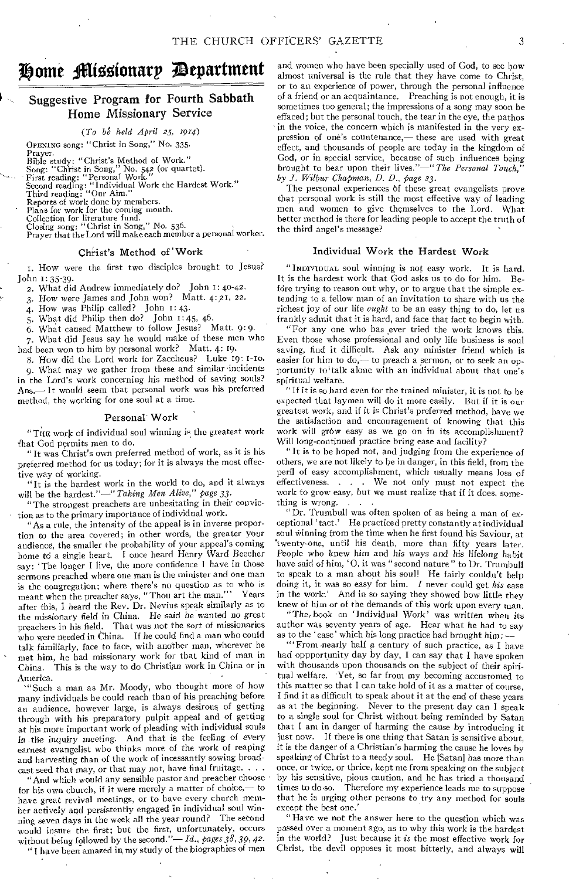# Home Missionary Department

## Suggestive Program for Fourth Sabbath Home Missionary Service

*(To be held April 25, 1914)*

OPENING song: "Christ in Song," No. 335.
Prayer.
Bible study: "Christ's Method of Work."
Song: "Christ in Song," No. 542 (or quartet).
First reading: "Personal Work."
Second reading: "Individual Work the Hardest Work."
Third reading: "Our Aim."
Reports of work done by members.
Plans for work for the coming month.
Collection for literature fund.
Closing song: "Christ in Song," No. 536.
Prayer that the Lord will make each member a personal worker.

### Christ's Method of Work

1. How were the first two disciples brought to Jesus? John 1: 35-39.
2. What did Andrew immediately do? John 1: 40-42.
3. How were James and John won? Matt. 4: 21, 22.
4. How was Philip called? John 1: 43.
5. What did Philip then do? John 1: 45, 46.
6. What caused Matthew to follow Jesus? Matt. 9: 9.
7. What did Jesus say he would make of these men who had been won to him by personal work? Matt. 4: 19.
8. How did the Lord work for Zaccheus? Luke 19: 1-10.
9. What may we gather from these and similar incidents in the Lord's work concerning his method of saving souls? Ans.— It would seem that personal work was his preferred method, the working for one soul at a time.

### Personal Work

"THE work of individual soul winning is the greatest work that God permits men to do.

"It was Christ's own preferred method of work, as it is his preferred method for us today; for it is always the most effective way of working.

"It is the hardest work in the world to do, and it always will be the hardest."—"*Taking Men Alive," page 33.*

"The strongest preachers are unhesitating in their conviction as to the primary importance of individual work.

"As a rule, the intensity of the appeal is in inverse proportion to the area covered; in other words, the greater your audience, the smaller the probability of your appeal's coming home to a single heart. I once heard Henry Ward Beecher say: 'The longer I live, the more confidence I have in those sermons preached where one man is the minister and one man is the congregation; where there's no question as to who is meant when the preacher says, "Thou art the man."' Years after this, I heard the Rev. Dr. Nevius speak similarly as to the missionary field in China. He said he wanted no great preachers in his field. That was not the sort of missionaries who were needed in China. If he could find a man who could talk familiarly, face to face, with another man, wherever he met him, he had missionary work for that kind of man in China. This is the way to do Christian work in China or in America.

"Such a man as Mr. Moody, who thought more of how many individuals he could reach than of his preaching before an audience, however large, is always desirous of getting through with his preparatory pulpit appeal and of getting at his more important work of pleading with individual souls in the inquiry meeting. And that is the feeling of every earnest evangelist who thinks more of the work of reaping and harvesting than of the work of incessantly sowing broadcast seed that may, or that may not, have final fruitage. . . .

"And which would any sensible pastor and preacher choose for his own church, if it were merely a matter of choice,— to have great revival meetings, or to have every church member actively and persistently engaged in individual soul winning seven days in the week all the year round? The second would insure the first; but the first, unfortunately, occurs without being followed by the second."—*Id., pages 38, 39, 42.*

"I have been amazed in my study of the biographies of men and women who have been specially used of God, to see how almost universal is the rule that they have come to Christ, or to an experience of power, through the personal influence of a friend or an acquaintance. Preaching is not enough, it is sometimes too general; the impressions of a song may soon be effaced; but the personal touch, the tear in the eye, the pathos in the voice, the concern which is manifested in the very expression of one's countenance,— these are used with great effect, and thousands of people are today in the kingdom of God, or in special service, because of such influences being brought to bear upon their lives."—"*The Personal Touch," by J. Wilbur Chapman, D. D., page 23.*

The personal experiences of these great evangelists prove that personal work is still the most effective way of leading men and women to give themselves to the Lord. What better method is there for leading people to accept the truth of the third angel's message?

### Individual Work the Hardest Work

"INDIVIDUAL soul winning is not easy work. It is hard. It is the hardest work that God asks us to do for him. Before trying to reason out why, or to argue that the simple extending to a fellow man of an invitation to share with us the richest joy of our life *ought* to be an easy thing to do, let us frankly admit that it is hard, and face that fact to begin with.

"For any one who has ever tried the work knows this. Even those whose professional and only life business is soul saving, find it difficult. Ask any minister friend which is easier for him to do,— to preach a sermon, or to seek an opportunity to talk alone with an individual about that one's spiritual welfare.

"If it is so hard even for the trained minister, it is not to be expected that laymen will do it more easily. But if it is our greatest work, and if it is Christ's preferred method, have we the satisfaction and encouragement of knowing that this work will grow easy as we go on in its accomplishment? Will long-continued practice bring ease and facility?

"It is to be hoped not, and judging from the experience of others, we are not likely to be in danger, in this field, from the peril of easy accomplishment, which usually means loss of effectiveness. . . . We not only must not expect the work to grow easy, but we must realize that if it does, something is wrong. . . .

"Dr. Trumbull was often spoken of as being a man of exceptional 'tact.' He practiced pretty constantly at individual soul winning from the time when he first found his Saviour, at twenty-one, until his death, more than fifty years later. People who knew him and his ways and his lifelong habit have said of him, 'O, it was "second nature" to Dr. Trumbull to speak to a man about his soul! He fairly couldn't help doing it, it was so easy for him. *I* never could get *his* ease in the work.' And in so saying they showed how little they knew of him or of the demands of this work upon every man.

"The book on 'Individual Work' was written when its author was seventy years of age. Hear what he had to say as to the 'ease' which his long practice had brought him:—

"'From nearly half a century of such practice, as I have had oppportunity day by day, I can say that I have spoken with thousands upon thousands on the subject of their spiritual welfare. Yet, so far from my becoming accustomed to this matter so that I can take hold of it as a matter of course, I find it as difficult to speak about it at the end of these years as at the beginning. Never to the present day can I speak to a single soul for Christ without being reminded by Satan that I am in danger of harming the cause by introducing it just now. If there is one thing that Satan is sensitive about, it is the danger of a Christian's harming the cause he loves by speaking of Christ to a needy soul. He [Satan] has more than once, or twice, or thrice, kept me from speaking on the subject by his sensitive, pious caution, and he has tried a thousand times to do so. Therefore my experience leads me to suppose that he is urging other persons to try any method for souls except the best one.'

"Have we not the answer here to the question which was passed over a moment ago, as to why this work is the hardest in the world? Just because it *is* the most effective work for Christ, the devil opposes it most bitterly, and always will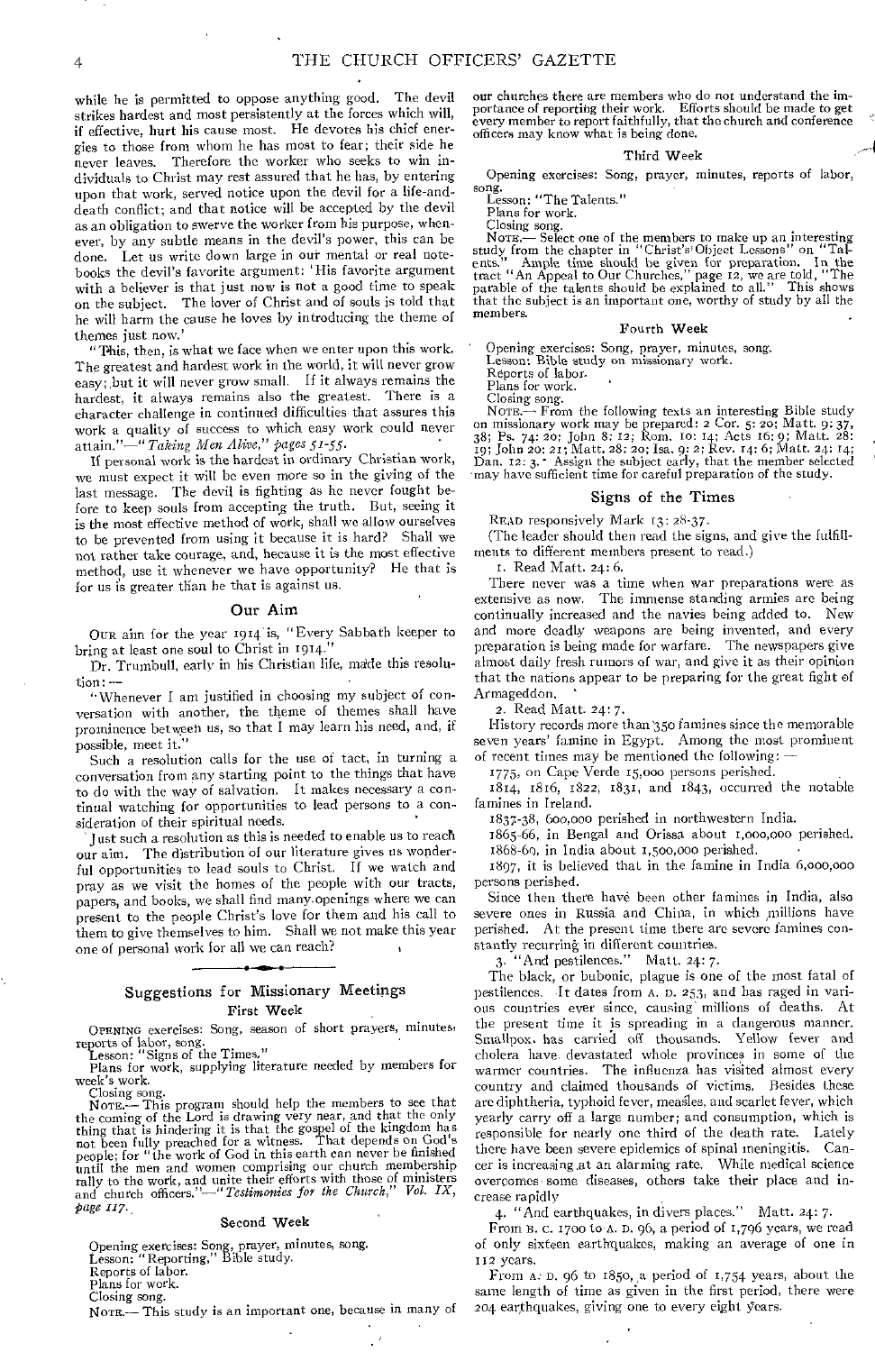while he is permitted to oppose anything good. The devil strikes hardest and most persistently at the forces which will, if effective, hurt his cause most. He devotes his chief energies to those from whom he has most to fear; their side he never leaves. Therefore the worker who seeks to win individuals to Christ may rest assured that he has, by entering upon that work, served notice upon the devil for a life-and-death conflict; and that notice will be accepted by the devil as an obligation to swerve the worker from his purpose, whenever, by any subtle means in the devil's power, this can be done. Let us write down large in our mental or real notebooks the devil's favorite argument: 'His favorite argument with a believer is that just now is not a good time to speak on the subject. The lover of Christ and of souls is told that he will harm the cause he loves by introducing the theme of themes just now.'

"This, then, is what we face when we enter upon this work. The greatest and hardest work in the world, it will never grow easy; but it will never grow small. If it always remains the hardest, it always remains also the greatest. There is a character challenge in continued difficulties that assures this work a quality of success to which easy work could never attain."—*"Taking Men Alive," pages 51-55.*

If personal work is the hardest in ordinary Christian work, we must expect it will be even more so in the giving of the last message. The devil is fighting as he never fought before to keep souls from accepting the truth. But, seeing it is the most effective method of work, shall we allow ourselves to be prevented from using it because it is hard? Shall we not rather take courage, and, because it is the most effective method, use it whenever we have opportunity? He that is for us is greater than he that is against us.

## Our Aim

Our aim for the year 1914 is, "Every Sabbath keeper to bring at least one soul to Christ in 1914."

Dr. Trumbull, early in his Christian life, made this resolution: —

"Whenever I am justified in choosing my subject of conversation with another, the theme of themes shall have prominence between us, so that I may learn his need, and, if possible, meet it."

Such a resolution calls for the use of tact, in turning a conversation from any starting point to the things that have to do with the way of salvation. It makes necessary a continual watching for opportunities to lead persons to a consideration of their spiritual needs.

Just such a resolution as this is needed to enable us to reach our aim. The distribution of our literature gives us wonderful opportunities to lead souls to Christ. If we watch and pray as we visit the homes of the people with our tracts, papers, and books, we shall find many openings where we can present to the people Christ's love for them and his call to them to give themselves to him. Shall we not make this year one of personal work for all we can reach?

---

## Suggestions for Missionary Meetings

### First Week

Opening exercises: Song, season of short prayers, minutes, reports of labor, song.
Lesson: "Signs of the Times."
Plans for work, supplying literature needed by members for week's work.
Closing song.

Note.— This program should help the members to see that the coming of the Lord is drawing very near, and that the only thing that is hindering it is that the gospel of the kingdom has not been fully preached for a witness. That depends on God's people; for "the work of God in this earth can never be finished until the men and women comprising our church membership rally to the work, and unite their efforts with those of ministers and church officers."—*"Testimonies for the Church," Vol. IX, page 117.*

### Second Week

Opening exercises: Song, prayer, minutes, song.
Lesson: "Reporting," Bible study.
Reports of labor.
Plans for work.
Closing song.

Note.— This study is an important one, because in many of our churches there are members who do not understand the importance of reporting their work. Efforts should be made to get every member to report faithfully, that the church and conference officers may know what is being done.

### Third Week

Opening exercises: Song, prayer, minutes, reports of labor, song.
Lesson: "The Talents."
Plans for work.
Closing song.

Note.— Select one of the members to make up an interesting study from the chapter in "Christ's Object Lessons" on "Talents." Ample time should be given for preparation. In the tract "An Appeal to Our Churches," page 12, we are told, "The parable of the talents should be explained to all." This shows that the subject is an important one, worthy of study by all the members.

### Fourth Week

Opening exercises: Song, prayer, minutes, song.
Lesson: Bible study on missionary work.
Reports of labor.
Plans for work.
Closing song.

Note.— From the following texts an interesting Bible study on missionary work may be prepared: 2 Cor. 5: 20; Matt. 9: 37, 38; Ps. 74: 20; John 8: 12; Rom. 10: 14; Acts 16: 9; Matt. 28: 19; John 20: 21; Matt. 28: 20; Isa. 9: 2; Rev. 14: 6; Matt. 24: 14; Dan. 12: 3. Assign the subject early, that the member selected may have sufficient time for careful preparation of the study.

## Signs of the Times

Read responsively Mark 13: 28-37.

(The leader should then read the signs, and give the fulfillments to different members present to read.)

1. Read Matt. 24: 6.

There never was a time when war preparations were as extensive as now. The immense standing armies are being continually increased and the navies being added to. New and more deadly weapons are being invented, and every preparation is being made for warfare. The newspapers give almost daily fresh rumors of war, and give it as their opinion that the nations appear to be preparing for the great fight of Armageddon.

2. Read Matt. 24: 7.

History records more than 350 famines since the memorable seven years' famine in Egypt. Among the most prominent of recent times may be mentioned the following: —

1775, on Cape Verde 15,000 persons perished.

1814, 1816, 1822, 1831, and 1843, occurred the notable famines in Ireland.

1837-38, 600,000 perished in northwestern India.

1865-66, in Bengal and Orissa about 1,000,000 perished.

1868-69, in India about 1,500,000 perished.

1897, it is believed that in the famine in India 6,000,000 persons perished.

Since then there have been other famines in India, also severe ones in Russia and China, in which millions have perished. At the present time there are severe famines constantly recurring in different countries.

3. "And pestilences." Matt. 24: 7.

The black, or bubonic, plague is one of the most fatal of pestilences. It dates from A. D. 253, and has raged in various countries ever since, causing millions of deaths. At the present time it is spreading in a dangerous manner. Smallpox has carried off thousands. Yellow fever and cholera have devastated whole provinces in some of the warmer countries. The influenza has visited almost every country and claimed thousands of victims. Besides these are diphtheria, typhoid fever, measles, and scarlet fever, which yearly carry off a large number; and consumption, which is responsible for nearly one third of the death rate. Lately there have been severe epidemics of spinal meningitis. Cancer is increasing at an alarming rate. While medical science overcomes some diseases, others take their place and increase rapidly.

4. "And earthquakes, in divers places." Matt. 24: 7.

From B. C. 1700 to A. D. 96, a period of 1,796 years, we read of only sixteen earthquakes, making an average of one in 112 years.

From A. D. 96 to 1850, a period of 1,754 years, about the same length of time as given in the first period, there were 204 earthquakes, giving one to every eight years.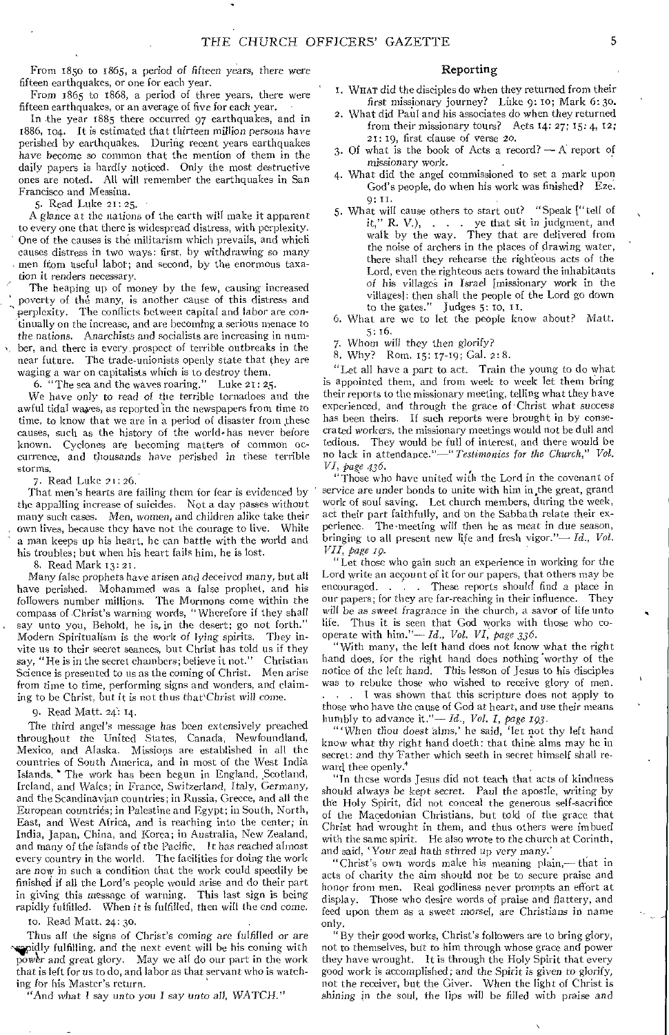From 1850 to 1865, a period of fifteen years, there were fifteen earthquakes, or one for each year.

From 1865 to 1868, a period of three years, there were fifteen earthquakes, or an average of five for each year.

In the year 1885 there occurred 97 earthquakes, and in 1886, 104. It is estimated that thirteen million persons have perished by earthquakes. During recent years earthquakes have become so common that the mention of them in the daily papers is hardly noticed. Only the most destructive ones are noted. All will remember the earthquakes in San Francisco and Messina.

5. Read Luke 21: 25.

A glance at the nations of the earth will make it apparent to every one that there is widespread distress, with perplexity. One of the causes is the militarism which prevails, and which causes distress in two ways: first, by withdrawing so many men from useful labor; and second, by the enormous taxation it renders necessary.

The heaping up of money by the few, causing increased poverty of the many, is another cause of this distress and perplexity. The conflicts between capital and labor are continually on the increase, and are becoming a serious menace to the nations. Anarchists and socialists are increasing in number, and there is every prospect of terrible outbreaks in the near future. The trade-unionists openly state that they are waging a war on capitalists which is to destroy them.

6. "The sea and the waves roaring." Luke 21: 25.

We have only to read of the terrible tornadoes and the awful tidal waves, as reported in the newspapers from time to time, to know that we are in a period of disaster from these causes, such as the history of the world has never before known. Cyclones are becoming matters of common occurrence, and thousands have perished in these terrible storms.

7. Read Luke 21: 26.

That men's hearts are failing them for fear is evidenced by the appalling increase of suicides. Not a day passes without many such cases. Men, women, and children alike take their own lives, because they have not the courage to live. While a man keeps up his heart, he can battle with the world and his troubles; but when his heart fails him, he is lost.

8. Read Mark 13: 21.

Many false prophets have arisen and deceived many, but all have perished. Mohammed was a false prophet, and his followers number millions. The Mormons come within the compass of Christ's warning words, "Wherefore if they shall say unto you, Behold, he is in the desert; go not forth." Modern Spiritualism is the work of lying spirits. They invite us to their secret seances, but Christ has told us if they say, "He is in the secret chambers; believe it not." Christian Science is presented to us as the coming of Christ. Men arise from time to time, performing signs and wonders, and claiming to be Christ, but it is not thus that Christ will come.

9. Read Matt. 24: 14.

The third angel's message has been extensively preached throughout the United States, Canada, Newfoundland, Mexico, and Alaska. Missions are established in all the countries of South America, and in most of the West India Islands. The work has been begun in England, Scotland, Ireland, and Wales; in France, Switzerland, Italy, Germany, and the Scandinavian countries; in Russia, Greece, and all the European countries; in Palestine and Egypt; in South, North, East, and West Africa, and is reaching into the center; in India, Japan, China, and Korea; in Australia, New Zealand, and many of the islands of the Pacific. It has reached almost every country in the world. The facilities for doing the work are now in such a condition that the work could speedily be finished if all the Lord's people would arise and do their part in giving this message of warning. This last sign is being rapidly fulfilled. When it is fulfilled, then will the end come.

10. Read Matt. 24: 30.

Thus all the signs of Christ's coming are fulfilled or are rapidly fulfilling, and the next event will be his coming with power and great glory. May we all do our part in the work that is left for us to do, and labor as that servant who is watching for his Master's return.

"And what I say unto you I say unto all, WATCH."

## Reporting

1. What did the disciples do when they returned from their first missionary journey? Luke 9: 10; Mark 6: 30.
2. What did Paul and his associates do when they returned from their missionary tours? Acts 14: 27; 15: 4, 12; 21: 19, first clause of verse 20.
3. Of what is the book of Acts a record? — A report of missionary work.
4. What did the angel commissioned to set a mark upon God's people, do when his work was finished? Eze. 9: 11.
5. What will cause others to start out? "Speak ["tell of it," R. V.), . . . ye that sit in judgment, and walk by the way. They that are delivered from the noise of archers in the places of drawing water, there shall they rehearse the righteous acts of the Lord, even the righteous acts toward the inhabitants of his villages in Israel [missionary work in the villages]: then shall the people of the Lord go down to the gates." Judges 5: 10, 11.
6. What are we to let the people know about? Matt. 5: 16.
7. Whom will they then glorify?
8. Why? Rom. 15: 17-19; Gal. 2: 8.

"Let all have a part to act. Train the young to do what is appointed them, and from week to week let them bring their reports to the missionary meeting, telling what they have experienced, and through the grace of Christ what success has been theirs. If such reports were brought in by consecrated workers, the missionary meetings would not be dull and tedious. They would be full of interest, and there would be no lack in attendance."—*"Testimonies for the Church," Vol. VI, page 436.*

"Those who have united with the Lord in the covenant of service are under bonds to unite with him in the great, grand work of soul saving. Let church members, during the week, act their part faithfully, and on the Sabbath relate their experience. The meeting will then be as meat in due season, bringing to all present new life and fresh vigor."—*Id., Vol. VII, page 19.*

"Let those who gain such an experience in working for the Lord write an account of it for our papers, that others may be encouraged. . . . These reports should find a place in our papers; for they are far-reaching in their influence. They will be as sweet fragrance in the church, a savor of life unto life. Thus it is seen that God works with those who cooperate with him."—*Id., Vol. VI, page 336.*

"With many, the left hand does not know what the right hand does, for the right hand does nothing worthy of the notice of the left hand. This lesson of Jesus to his disciples was to rebuke those who wished to receive glory of men. . . . I was shown that this scripture does not apply to those who have the cause of God at heart, and use their means humbly to advance it."—*Id., Vol. I, page 193.*

"'When thou doest alms,' he said, 'let not thy left hand know what thy right hand doeth: that thine alms may be in secret: and thy Father which seeth in secret himself shall reward thee openly.'

"In these words Jesus did not teach that acts of kindness should always be kept secret. Paul the apostle, writing by the Holy Spirit, did not conceal the generous self-sacrifice of the Macedonian Christians, but told of the grace that Christ had wrought in them, and thus others were imbued with the same spirit. He also wrote to the church at Corinth, and said, 'Your zeal hath stirred up very many.'

"Christ's own words make his meaning plain,— that in acts of charity the aim should not be to secure praise and honor from men. Real godliness never prompts an effort at display. Those who desire words of praise and flattery, and feed upon them as a sweet morsel, are Christians in name only.

"By their good works, Christ's followers are to bring glory, not to themselves, but to him through whose grace and power they have wrought. It is through the Holy Spirit that every good work is accomplished; and the Spirit is given to glorify, not the receiver, but the Giver. When the light of Christ is shining in the soul, the lips will be filled with praise and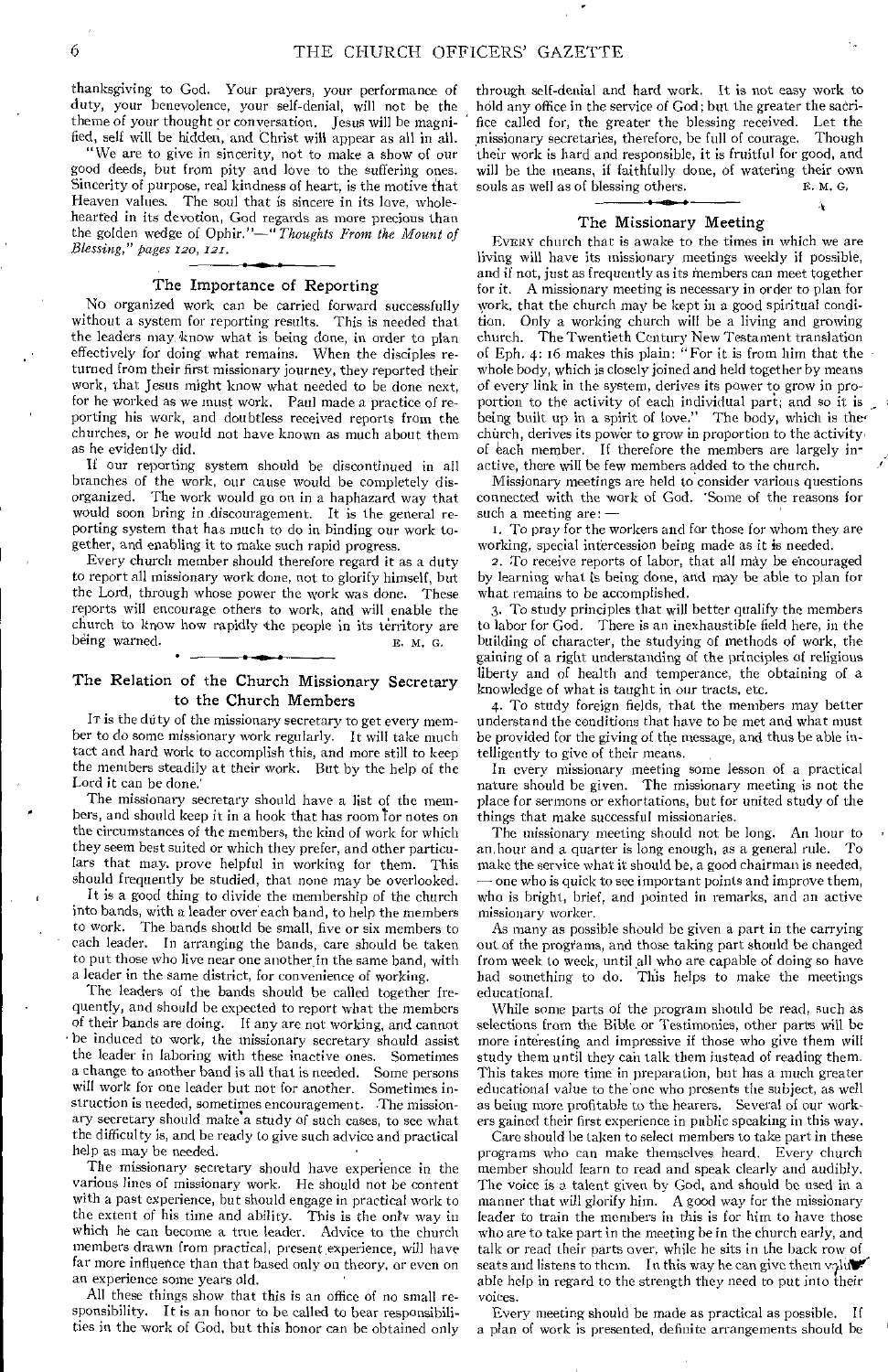thanksgiving to God. Your prayers, your performance of duty, your benevolence, your self-denial, will not be the theme of your thought or conversation. Jesus will be magnified, self will be hidden, and Christ will appear as all in all.

"We are to give in sincerity, not to make a show of our good deeds, but from pity and love to the suffering ones. Sincerity of purpose, real kindness of heart, is the motive that Heaven values. The soul that is sincere in its love, wholehearted in its devotion, God regards as more precious than the golden wedge of Ophir."—*"Thoughts From the Mount of Blessing," pages 120, 121.*

## The Importance of Reporting

No organized work can be carried forward successfully without a system for reporting results. This is needed that the leaders may know what is being done, in order to plan effectively for doing what remains. When the disciples returned from their first missionary journey, they reported their work, that Jesus might know what needed to be done next, for he worked as we must work. Paul made a practice of reporting his work, and doubtless received reports from the churches, or he would not have known as much about them as he evidently did.

If our reporting system should be discontinued in all branches of the work, our cause would be completely disorganized. The work would go on in a haphazard way that would soon bring in discouragement. It is the general reporting system that has much to do in binding our work together, and enabling it to make such rapid progress.

Every church member should therefore regard it as a duty to report all missionary work done, not to glorify himself, but the Lord, through whose power the work was done. These reports will encourage others to work, and will enable the church to know how rapidly the people in its territory are being warned.

E. M. G.

## The Relation of the Church Missionary Secretary to the Church Members

It is the duty of the missionary secretary to get every member to do some missionary work regularly. It will take much tact and hard work to accomplish this, and more still to keep the members steadily at their work. But by the help of the Lord it can be done.

The missionary secretary should have a list of the members, and should keep it in a book that has room for notes on the circumstances of the members, the kind of work for which they seem best suited or which they prefer, and other particulars that may prove helpful in working for them. This should frequently be studied, that none may be overlooked.

It is a good thing to divide the membership of the church into bands, with a leader over each band, to help the members to work. The bands should be small, five or six members to each leader. In arranging the bands, care should be taken to put those who live near one another in the same band, with a leader in the same district, for convenience of working.

The leaders of the bands should be called together frequently, and should be expected to report what the members of their bands are doing. If any are not working, and cannot be induced to work, the missionary secretary should assist the leader in laboring with these inactive ones. Sometimes a change to another band is all that is needed. Some persons will work for one leader but not for another. Sometimes instruction is needed, sometimes encouragement. The missionary secretary should make a study of such cases, to see what the difficulty is, and be ready to give such advice and practical help as may be needed.

The missionary secretary should have experience in the various lines of missionary work. He should not be content with a past experience, but should engage in practical work to the extent of his time and ability. This is the only way in which he can become a true leader. Advice to the church members drawn from practical, present experience, will have far more influence than that based only on theory, or even on an experience some years old.

All these things show that this is an office of no small responsibility. It is an honor to be called to bear responsibilities in the work of God, but this honor can be obtained only through self-denial and hard work. It is not easy work to hold any office in the service of God; but the greater the sacrifice called for, the greater the blessing received. Let the missionary secretaries, therefore, be full of courage. Though their work is hard and responsible, it is fruitful for good, and will be the means, if faithfully done, of watering their own souls as well as of blessing others.

E. M. G.

## The Missionary Meeting

Every church that is awake to the times in which we are living will have its missionary meetings weekly if possible, and if not, just as frequently as its members can meet together for it. A missionary meeting is necessary in order to plan for work, that the church may be kept in a good spiritual condition. Only a working church will be a living and growing church. The Twentieth Century New Testament translation of Eph. 4: 16 makes this plain: "For it is from him that the whole body, which is closely joined and held together by means of every link in the system, derives its power to grow in proportion to the activity of each individual part; and so it is being built up in a spirit of love." The body, which is the church, derives its power to grow in proportion to the activity of each member. If therefore the members are largely inactive, there will be few members added to the church.

Missionary meetings are held to consider various questions connected with the work of God. Some of the reasons for such a meeting are: —

1. To pray for the workers and for those for whom they are working, special intercession being made as it is needed.
2. To receive reports of labor, that all may be encouraged by learning what is being done, and may be able to plan for what remains to be accomplished.
3. To study principles that will better qualify the members to labor for God. There is an inexhaustible field here, in the building of character, the studying of methods of work, the gaining of a right understanding of the principles of religious liberty and of health and temperance, the obtaining of a knowledge of what is taught in our tracts, etc.
4. To study foreign fields, that the members may better understand the conditions that have to be met and what must be provided for the giving of the message, and thus be able intelligently to give of their means.

In every missionary meeting some lesson of a practical nature should be given. The missionary meeting is not the place for sermons or exhortations, but for united study of the things that make successful missionaries.

The missionary meeting should not be long. An hour to an hour and a quarter is long enough, as a general rule. To make the service what it should be, a good chairman is needed, — one who is quick to see important points and improve them, who is bright, brief, and pointed in remarks, and an active missionary worker.

As many as possible should be given a part in the carrying out of the programs, and those taking part should be changed from week to week, until all who are capable of doing so have had something to do. This helps to make the meetings educational.

While some parts of the program should be read, such as selections from the Bible or Testimonies, other parts will be more interesting and impressive if those who give them will study them until they can talk them instead of reading them. This takes more time in preparation, but has a much greater educational value to the one who presents the subject, as well as being more profitable to the hearers. Several of our workers gained their first experience in public speaking in this way.

Care should be taken to select members to take part in these programs who can make themselves heard. Every church member should learn to read and speak clearly and audibly. The voice is a talent given by God, and should be used in a manner that will glorify him. A good way for the missionary leader to train the members in this is for him to have those who are to take part in the meeting be in the church early, and talk or read their parts over, while he sits in the back row of seats and listens to them. In this way he can give them valuable help in regard to the strength they need to put into their voices.

Every meeting should be made as practical as possible. If a plan of work is presented, definite arrangements should be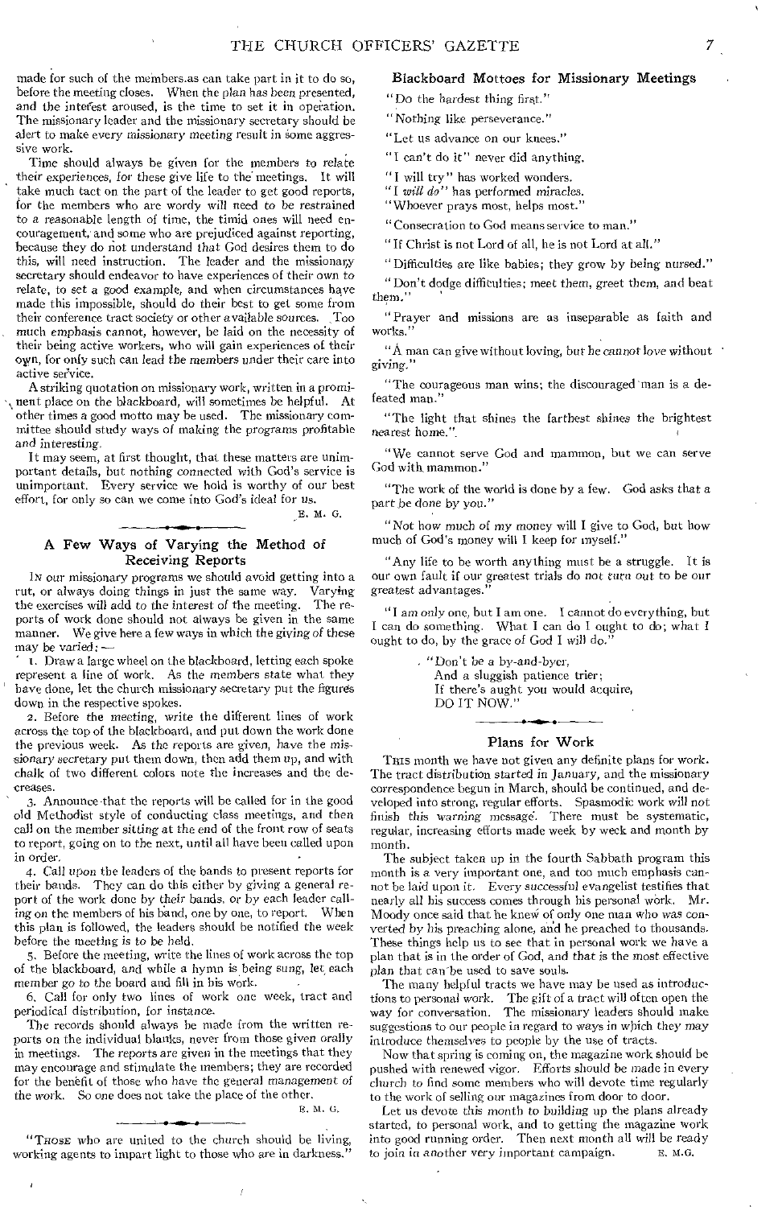made for such of the members as can take part in it to do so, before the meeting closes. When the plan has been presented, and the interest aroused, is the time to set it in operation. The missionary leader and the missionary secretary should be alert to make every missionary meeting result in some aggressive work.

Time should always be given for the members to relate their experiences, for these give life to the meetings. It will take much tact on the part of the leader to get good reports, for the members who are wordy will need to be restrained to a reasonable length of time, the timid ones will need encouragement, and some who are prejudiced against reporting, because they do not understand that God desires them to do this, will need instruction. The leader and the missionary secretary should endeavor to have experiences of their own to relate, to set a good example, and when circumstances have made this impossible, should do their best to get some from their conference tract society or other available sources. Too much emphasis cannot, however, be laid on the necessity of their being active workers, who will gain experiences of their own, for only such can lead the members under their care into active service.

A striking quotation on missionary work, written in a prominent place on the blackboard, will sometimes be helpful. At other times a good motto may be used. The missionary committee should study ways of making the programs profitable and interesting.

It may seem, at first thought, that these matters are unimportant details, but nothing connected with God's service is unimportant. Every service we hold is worthy of our best effort, for only so can we come into God's ideal for us.

E. M. G.

## A Few Ways of Varying the Method of Receiving Reports

In our missionary programs we should avoid getting into a rut, or always doing things in just the same way. Varying the exercises will add to the interest of the meeting. The reports of work done should not always be given in the same manner. We give here a few ways in which the giving of these may be varied: —

1. Draw a large wheel on the blackboard, letting each spoke represent a line of work. As the members state what they have done, let the church missionary secretary put the figures down in the respective spokes.

2. Before the meeting, write the different lines of work across the top of the blackboard, and put down the work done the previous week. As the reports are given, have the missionary secretary put them down, then add them up, and with chalk of two different colors note the increases and the decreases.

3. Announce that the reports will be called for in the good old Methodist style of conducting class meetings, and then call on the member sitting at the end of the front row of seats to report, going on to the next, until all have been called upon in order.

4. Call upon the leaders of the bands to present reports for their bands. They can do this either by giving a general report of the work done by their bands, or by each leader calling on the members of his band, one by one, to report. When this plan is followed, the leaders should be notified the week before the meeting is to be held.

5. Before the meeting, write the lines of work across the top of the blackboard, and while a hymn is being sung, let each member go to the board and fill in his work.

6. Call for only two lines of work one week, tract and periodical distribution, for instance.

The records should always be made from the written reports on the individual blanks, never from those given orally in meetings. The reports are given in the meetings that they may encourage and stimulate the members; they are recorded for the benefit of those who have the general management of the work. So one does not take the place of the other.

E. M. G.

"Those who are united to the church should be living, working agents to impart light to those who are in darkness."

### Blackboard Mottoes for Missionary Meetings

"Do the hardest thing first."

"Nothing like perseverance."

"Let us advance on our knees."

"I can't do it" never did anything.

"I will try" has worked wonders.

"I *will do*" has performed miracles.

"Whoever prays most, helps most."

"Consecration to God means service to man."

"If Christ is not Lord of all, he is not Lord at all."

"Difficulties are like babies; they grow by being nursed."

"Don't dodge difficulties; meet them, greet them, and beat them."

"Prayer and missions are as inseparable as faith and works."

"A man can give without loving, but he *cannot* love without giving."

"The courageous man wins; the discouraged man is a defeated man."

"The light that shines the farthest shines the brightest nearest home."

"We cannot serve God and mammon, but we can serve God with mammon."

"The work of the world is done by a few. God asks that a part be done by you."

"Not how much of my money will I give to God, but how much of God's money will I keep for myself."

"Any life to be worth anything must be a struggle. It is our own fault if our greatest trials do not turn out to be our greatest advantages."

"I am only one, but I am one. I cannot do everything, but I can do something. What I can do I ought to do; what I ought to do, by the grace of God I will do."

"Don't be a by-and-byer,  
And a sluggish patience trier;  
If there's aught you would acquire,  
DO IT NOW."

### Plans for Work

This month we have not given any definite plans for work. The tract distribution started in January, and the missionary correspondence begun in March, should be continued, and developed into strong, regular efforts. Spasmodic work will not finish this warning message. There must be systematic, regular, increasing efforts made week by week and month by month.

The subject taken up in the fourth Sabbath program this month is a very important one, and too much emphasis cannot be laid upon it. Every successful evangelist testifies that nearly all his success comes through his personal work. Mr. Moody once said that he knew of only one man who was converted by his preaching alone, and he preached to thousands. These things help us to see that in personal work we have a plan that is in the order of God, and that is the most effective plan that can be used to save souls.

The many helpful tracts we have may be used as introductions to personal work. The gift of a tract will often open the way for conversation. The missionary leaders should make suggestions to our people in regard to ways in which they may introduce themselves to people by the use of tracts.

Now that spring is coming on, the magazine work should be pushed with renewed vigor. Efforts should be made in every church to find some members who will devote time regularly to the work of selling our magazines from door to door.

Let us devote this month to building up the plans already started, to personal work, and to getting the magazine work into good running order. Then next month all will be ready to join in another very important campaign.

E. M. G.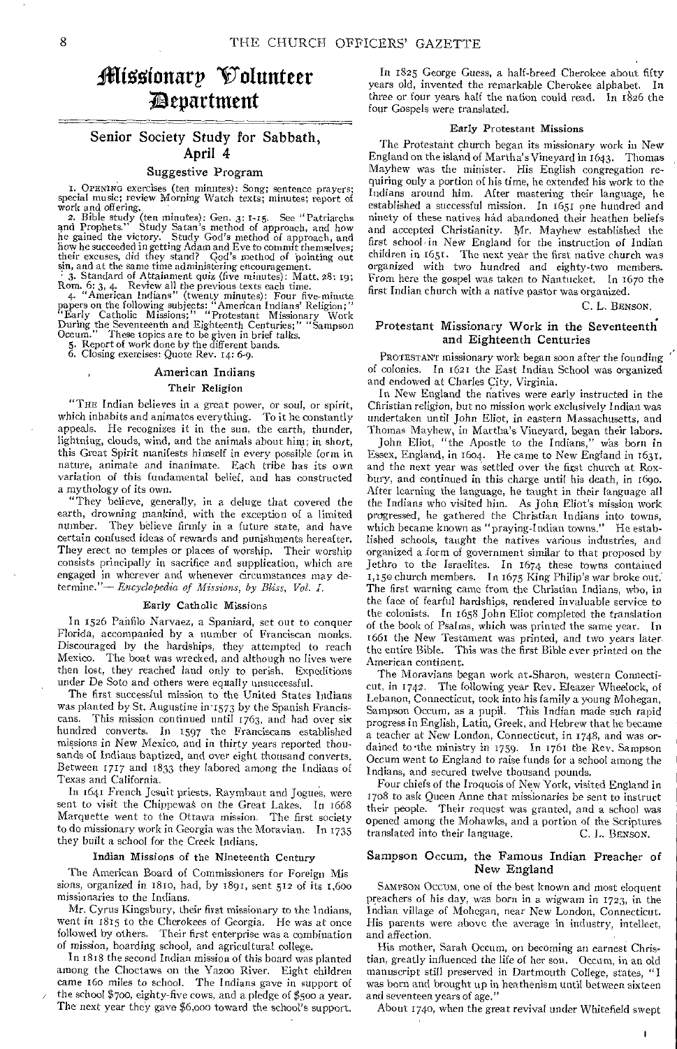# Missionary Volunteer Department

## Senior Society Study for Sabbath, April 4

### Suggestive Program

1. OPENING exercises (ten minutes): Song; sentence prayers; special music; review Morning Watch texts; minutes; report of work and offering.

2. Bible study (ten minutes): Gen. 3: 1-15. See "Patriarchs and Prophets." Study Satan's method of approach, and how he gained the victory. Study God's method of approach, and how he succeeded in getting Adam and Eve to commit themselves; their excuses, did they stand? God's method of pointing out sin, and at the same time administering encouragement.

3. Standard of Attainment quiz (five minutes): Matt. 28: 19; Rom. 6: 3, 4. Review all the previous texts each time.

4. "American Indians" (twenty minutes): Four five-minute papers on the following subjects: "American Indians' Religion;" "Early Catholic Missions;" "Protestant Missionary Work During the Seventeenth and Eighteenth Centuries;" "Sampson Occum." These topics are to be given in brief talks.

5. Report of work done by the different bands.

6. Closing exercises: Quote Rev. 14: 6-9.

### American Indians

#### Their Religion

"THE Indian believes in a great power, or soul, or spirit, which inhabits and animates everything. To it he constantly appeals. He recognizes it in the sun, the earth, thunder, lightning, clouds, wind, and the animals about him; in short, this Great Spirit manifests himself in every possible form in nature, animate and inanimate. Each tribe has its own variation of this fundamental belief, and has constructed a mythology of its own.

"They believe, generally, in a deluge that covered the earth, drowning mankind, with the exception of a limited number. They believe firmly in a future state, and have certain confused ideas of rewards and punishments hereafter. They erect no temples or places of worship. Their worship consists principally in sacrifice and supplication, which are engaged in wherever and whenever circumstances may determine."— *Encyclopedia of Missions, by Bliss, Vol. I.*

#### Early Catholic Missions

In 1526 Panfilo Narvaez, a Spaniard, set out to conquer Florida, accompanied by a number of Franciscan monks. Discouraged by the hardships, they attempted to reach Mexico. The boat was wrecked, and although no lives were then lost, they reached land only to perish. Expeditions under De Soto and others were equally unsuccessful.

The first successful mission to the United States Indians was planted by St. Augustine in 1573 by the Spanish Franciscans. This mission continued until 1763, and had over six hundred converts. In 1597 the Franciscans established missions in New Mexico, and in thirty years reported thousands of Indians baptized, and over eight thousand converts. Between 1717 and 1833 they labored among the Indians of Texas and California.

In 1641 French Jesuit priests, Raymbaut and Jogues, were sent to visit the Chippewas on the Great Lakes. In 1668 Marquette went to the Ottawa mission. The first society to do missionary work in Georgia was the Moravian. In 1735 they built a school for the Creek Indians.

#### Indian Missions of the Nineteenth Century

The American Board of Commissioners for Foreign Missions, organized in 1810, had, by 1891, sent 512 of its 1,600 missionaries to the Indians.

Mr. Cyrus Kingsbury, their first missionary to the Indians, went in 1815 to the Cherokees of Georgia. He was at once followed by others. Their first enterprise was a combination of mission, boarding school, and agricultural college.

In 1818 the second Indian mission of this board was planted among the Choctaws on the Yazoo River. Eight children came 160 miles to school. The Indians gave in support of the school $700, eighty-five cows, and a pledge of $500 a year. The next year they gave $6,000 toward the school's support.

In 1825 George Guess, a half-breed Cherokee about fifty years old, invented the remarkable Cherokee alphabet. In three or four years half the nation could read. In 1826 the four Gospels were translated.

#### Early Protestant Missions

The Protestant church began its missionary work in New England on the island of Martha's Vineyard in 1643. Thomas Mayhew was the minister. His English congregation requiring only a portion of his time, he extended his work to the Indians around him. After mastering their language, he established a successful mission. In 1651 one hundred and ninety of these natives had abandoned their heathen beliefs and accepted Christianity. Mr. Mayhew established the first school in New England for the instruction of Indian children in 1651. The next year the first native church was organized with two hundred and eighty-two members. From here the gospel was taken to Nantucket. In 1670 the first Indian church with a native pastor was organized.

C. L. BENSON.

### Protestant Missionary Work in the Seventeenth and Eighteenth Centuries

PROTESTANT missionary work began soon after the founding of colonies. In 1621 the East Indian School was organized and endowed at Charles City, Virginia.

In New England the natives were early instructed in the Christian religion, but no mission work exclusively Indian was undertaken until John Eliot, in eastern Massachusetts, and Thomas Mayhew, in Martha's Vineyard, began their labors.

John Eliot, "the Apostle to the Indians," was born in Essex, England, in 1604. He came to New England in 1631, and the next year was settled over the first church at Roxbury, and continued in this charge until his death, in 1690. After learning the language, he taught in their language all the Indians who visited him. As John Eliot's mission work progressed, he gathered the Christian Indians into towns, which became known as "praying-Indian towns." He established schools, taught the natives various industries, and organized a form of government similar to that proposed by Jethro to the Israelites. In 1674 these towns contained 1,150 church members. In 1675 King Philip's war broke out. The first warning came from the Christian Indians, who, in the face of fearful hardships, rendered invaluable service to the colonists. In 1658 John Eliot completed the translation of the book of Psalms, which was printed the same year. In 1661 the New Testament was printed, and two years later the entire Bible. This was the first Bible ever printed on the American continent.

The Moravians began work at Sharon, western Connecticut, in 1742. The following year Rev. Eleazer Wheelock, of Lebanon, Connecticut, took into his family a young Mohegan, Sampson Occum, as a pupil. This Indian made such rapid progress in English, Latin, Greek, and Hebrew that he became a teacher at New London, Connecticut, in 1748, and was ordained to the ministry in 1759. In 1761 the Rev. Sampson Occum went to England to raise funds for a school among the Indians, and secured twelve thousand pounds.

Four chiefs of the Iroquois of New York, visited England in 1708 to ask Queen Anne that missionaries be sent to instruct their people. Their request was granted, and a school was opened among the Mohawks, and a portion of the Scriptures translated into their language.

C. L. BENSON.

### Sampson Occum, the Famous Indian Preacher of New England

SAMPSON OCCUM, one of the best known and most eloquent preachers of his day, was born in a wigwam in 1723, in the Indian village of Mohegan, near New London, Connecticut. His parents were above the average in industry, intellect, and affection.

His mother, Sarah Occum, on becoming an earnest Christian, greatly influenced the life of her son. Occum, in an old manuscript still preserved in Dartmouth College, states, "I was born and brought up in heathenism until between sixteen and seventeen years of age."

About 1740, when the great revival under Whitefield swept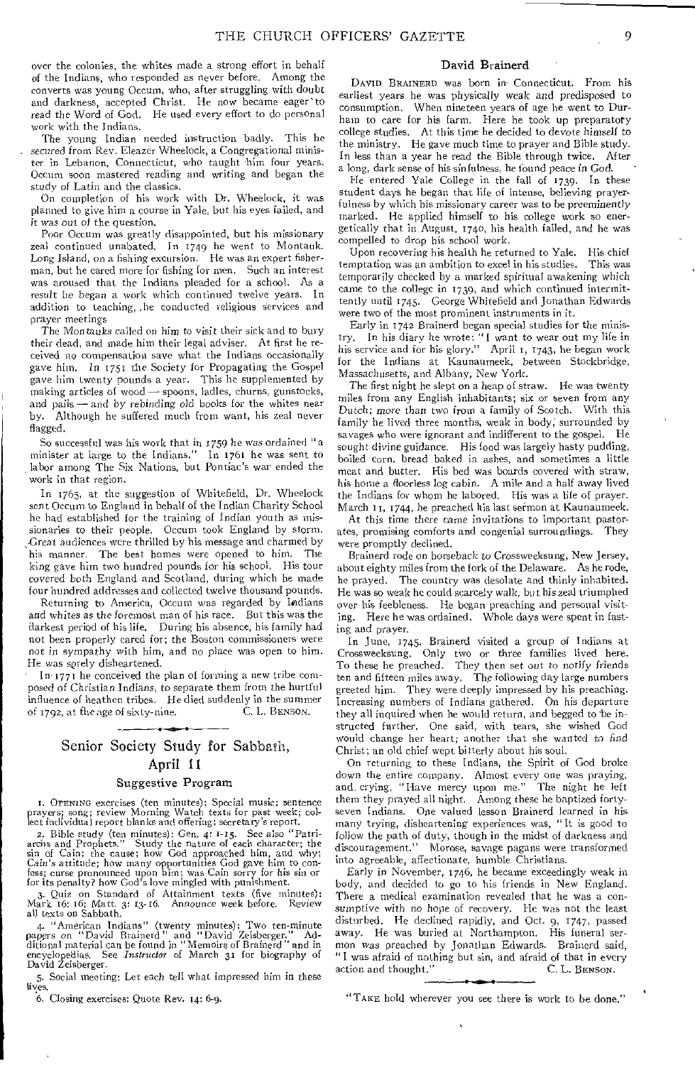over the colonies, the whites made a strong effort in behalf of the Indians, who responded as never before. Among the converts was young Occum, who, after struggling with doubt and darkness, accepted Christ. He now became eager to read the Word of God. He used every effort to do personal work with the Indians.

The young Indian needed instruction badly. This he secured from Rev. Eleazer Wheelock, a Congregational minister in Lebanon, Connecticut, who taught him four years. Occum soon mastered reading and writing and began the study of Latin and the classics.

On completion of his work with Dr. Wheelock, it was planned to give him a course in Yale, but his eyes failed, and it was out of the question.

Poor Occum was greatly disappointed, but his missionary zeal continued unabated. In 1749 he went to Montauk, Long Island, on a fishing excursion. He was an expert fisherman, but he cared more for fishing for men. Such an interest was aroused that the Indians pleaded for a school. As a result he began a work which continued twelve years. In addition to teaching, he conducted religious services and prayer meetings.

The Montauks called on him to visit their sick and to bury their dead, and made him their legal adviser. At first he received no compensation save what the Indians occasionally gave him. In 1751 the Society for Propagating the Gospel gave him twenty pounds a year. This he supplemented by making articles of wood — spoons, ladles, churns, gunstocks, and pails — and by rebinding old books for the whites near by. Although he suffered much from want, his zeal never flagged.

So successful was his work that in 1759 he was ordained "a minister at large to the Indians." In 1761 he was sent to labor among The Six Nations, but Pontiac's war ended the work in that region.

In 1765, at the suggestion of Whitefield, Dr. Wheelock sent Occum to England in behalf of the Indian Charity School he had established for the training of Indian youth as missionaries to their people. Occum took England by storm. Great audiences were thrilled by his message and charmed by his manner. The best homes were opened to him. The king gave him two hundred pounds for his school. His tour covered both England and Scotland, during which he made four hundred addresses and collected twelve thousand pounds.

Returning to America, Occum was regarded by Indians and whites as the foremost man of his race. But this was the darkest period of his life. During his absence, his family had not been properly cared for; the Boston commissioners were not in sympathy with him, and no place was open to him. He was sorely disheartened.

In 1771 he conceived the plan of forming a new tribe composed of Christian Indians, to separate them from the hurtful influence of heathen tribes. He died suddenly in the summer of 1792, at the age of sixty-nine.

C. L. BENSON.

---

## Senior Society Study for Sabbath, April 11

### Suggestive Program

1. OPENING exercises (ten minutes): Special music; sentence prayers; song; review Morning Watch texts for past week; collect individual report blanks and offering; secretary's report.

2. Bible study (ten minutes): Gen. 4: 1-15. See also "Patriarchs and Prophets." Study the nature of each character; the sin of Cain; the cause; how God approached him, and why; Cain's attitude; how many opportunities God gave him to confess; curse pronounced upon him; was Cain sorry for his sin or for its penalty? How God's love mingled with punishment.

3. Quiz on Standard of Attainment texts (five minutes): Mark 16: 16; Matt. 3: 13-16. Announce week before. Review all texts on Sabbath.

4. "American Indians" (twenty minutes): Two ten-minute papers on "David Brainerd" and "David Zeisberger." Additional material can be found in "Memoirs of Brainerd" and in encyclopedias. See *Instructor* of March 31 for biography of David Zeisberger.

5. Social meeting: Let each tell what impressed him in these lives.

6. Closing exercises: Quote Rev. 14: 6-9.

## David Brainerd

DAVID BRAINERD was born in Connecticut. From his earliest years he was physically weak and predisposed to consumption. When nineteen years of age he went to Durham to care for his farm. Here he took up preparatory college studies. At this time he decided to devote himself to the ministry. He gave much time to prayer and Bible study. In less than a year he read the Bible through twice. After a long, dark sense of his sinfulness, he found peace in God.

He entered Yale College in the fall of 1739. In these student days he began that life of intense, believing prayerfulness by which his missionary career was to be preeminently marked. He applied himself to his college work so energetically that in August, 1740, his health failed, and he was compelled to drop his school work.

Upon recovering his health he returned to Yale. His chief temptation was an ambition to excel in his studies. This was temporarily checked by a marked spiritual awakening which came to the college in 1739, and which continued intermittently until 1745. George Whitefield and Jonathan Edwards were two of the most prominent instruments in it.

Early in 1742 Brainerd began special studies for the ministry. In his diary he wrote: "I want to wear out my life in his service and for his glory." April 1, 1743, he began work for the Indians at Kaunaumeek, between Stockbridge, Massachusetts, and Albany, New York.

The first night he slept on a heap of straw. He was twenty miles from any English inhabitants; six or seven from any Dutch; more than two from a family of Scotch. With this family he lived three months, weak in body, surrounded by savages who were ignorant and indifferent to the gospel. He sought divine guidance. His food was largely hasty pudding, boiled corn, bread baked in ashes, and sometimes a little meat and butter. His bed was boards covered with straw, his home a floorless log cabin. A mile and a half away lived the Indians for whom he labored. His was a life of prayer. March 11, 1744, he preached his last sermon at Kaunaumeek.

At this time there came invitations to important pastorates, promising comforts and congenial surroundings. They were promptly declined.

Brainerd rode on horseback to Crossweeksung, New Jersey, about eighty miles from the fork of the Delaware. As he rode, he prayed. The country was desolate and thinly inhabited. He was so weak he could scarcely walk, but his zeal triumphed over his feebleness. He began preaching and personal visiting. Here he was ordained. Whole days were spent in fasting and prayer.

In June, 1745, Brainerd visited a group of Indians at Crossweeksung. Only two or three families lived here. To these he preached. They then set out to notify friends ten and fifteen miles away. The following day large numbers greeted him. They were deeply impressed by his preaching. Increasing numbers of Indians gathered. On his departure they all inquired when he would return, and begged to be instructed further. One said, with tears, she wished God would change her heart; another that she wanted to find Christ; an old chief wept bitterly about his soul.

On returning to these Indians, the Spirit of God broke down the entire company. Almost every one was praying, and crying, "Have mercy upon me." The night he left them they prayed all night. Among these he baptized forty-seven Indians. One valued lesson Brainerd learned in his many trying, disheartening experiences was, "It is good to follow the path of duty, though in the midst of darkness and discouragement." Morose, savage pagans were transformed into agreeable, affectionate, humble Christians.

Early in November, 1746, he became exceedingly weak in body, and decided to go to his friends in New England. There a medical examination revealed that he was a consumptive with no hope of recovery. He was not the least disturbed. He declined rapidly, and Oct. 9, 1747, passed away. He was buried at Northampton. His funeral sermon was preached by Jonathan Edwards. Brainerd said, "I was afraid of nothing but sin, and afraid of that in every action and thought."

C. L. BENSON.

---

"TAKE hold wherever you see there is work to be done."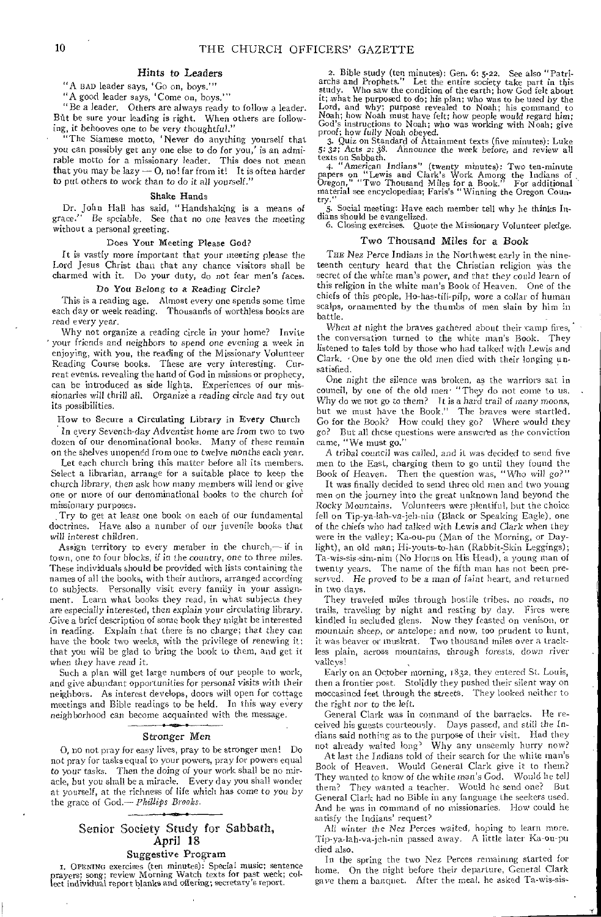### Hints to Leaders

"A BAD leader says, 'Go on, boys.'"

"A good leader says, 'Come on, boys.'"

"Be a leader. Others are always ready to follow a leader. But be sure your leading is right. When others are following, it behooves one to be very thoughtful."

"The Siamese motto, 'Never do anything yourself that you can possibly get any one else to do for you,' is an admirable motto for a missionary leader. This does not mean that you may be lazy — O, no! far from it! It is often harder to put others to work than to do it all yourself."

### Shake Hands

Dr. John Hall has said, "Handshaking is a means of grace." Be sociable. See that no one leaves the meeting without a personal greeting.

### Does Your Meeting Please God?

It is vastly more important that your meeting please the Lord Jesus Christ than that any chance visitors shall be charmed with it. Do your duty, do not fear men's faces.

### Do You Belong to a Reading Circle?

This is a reading age. Almost every one spends some time each day or week reading. Thousands of worthless books are read every year.

Why not organize a reading circle in your home? Invite your friends and neighbors to spend one evening a week in enjoying, with you, the reading of the Missionary Volunteer Reading Course books. These are very interesting. Current events, revealing the hand of God in missions or prophecy, can be introduced as side lights. Experiences of our missionaries will thrill all. Organize a reading circle and try out its possibilities.

### How to Secure a Circulating Library in Every Church

In every Seventh-day Adventist home are from two to two dozen of our denominational books. Many of these remain on the shelves unopened from one to twelve months each year.

Let each church bring this matter before all its members. Select a librarian, arrange for a suitable place to keep the church library, then ask how many members will lend or give one or more of our denominational books to the church for missionary purposes.

Try to get at least one book on each of our fundamental doctrines. Have also a number of our juvenile books that will interest children.

Assign territory to every member in the church,— if in town, one to four blocks, if in the country, one to three miles. These individuals should be provided with lists containing the names of all the books, with their authors, arranged according to subjects. Personally visit every family in your assignment. Learn what books they read, in what subjects they are especially interested, then explain your circulating library. Give a brief description of some book they might be interested in reading. Explain that there is no charge; that they can have the book two weeks, with the privilege of renewing it; that you will be glad to bring the book to them, and get it when they have read it.

Such a plan will get large numbers of our people to work, and give abundant opportunities for personal visits with their neighbors. As interest develops, doors will open for cottage meetings and Bible readings to be held. In this way every neighborhood can become acquainted with the message.

### Stronger Men

O, DO not pray for easy lives, pray to be stronger men! Do not pray for tasks equal to your powers, pray for powers equal to your tasks. Then the doing of your work shall be no miracle, but you shall be a miracle. Every day you shall wonder at yourself, at the richness of life which has come to you by the grace of God.— *Phillips Brooks.*

## Senior Society Study for Sabbath, April 18

### Suggestive Program

1. OPENING exercises (ten minutes): Special music; sentence prayers; song; review Morning Watch texts for past week; collect individual report blanks and offering; secretary's report.

2. Bible study (ten minutes): Gen. 6: 5-22. See also "Patriarchs and Prophets." Let the entire society take part in this study. Who saw the condition of the earth; how God felt about it; what he purposed to do; his plan; who was to be used by the Lord, and why; purpose revealed to Noah; his command to Noah; how Noah must have felt; how people would regard him; God's instructions to Noah; who was working with Noah; give proof; how fully Noah obeyed.

3. Quiz on Standard of Attainment texts (five minutes): Luke 5: 32; Acts 2: 38. Announce the week before, and review all texts on Sabbath.

4. "American Indians" (twenty minutes): Two ten-minute papers on "Lewis and Clark's Work Among the Indians of Oregon," "Two Thousand Miles for a Book." For additional material see encyclopedias; Faris's "Winning the Oregon Country."

5. Social meeting: Have each member tell why he thinks Indians should be evangelized.

6. Closing exercises. Quote the Missionary Volunteer pledge.

### Two Thousand Miles for a Book

THE Nez Perce Indians in the Northwest early in the nineteenth century heard that the Christian religion was the secret of the white man's power, and that they could learn of this religion in the white man's Book of Heaven. One of the chiefs of this people, Ho-has-tili-pilp, wore a collar of human scalps, ornamented by the thumbs of men slain by him in battle.

When at night the braves gathered about their camp fires, the conversation turned to the white man's Book. They listened to tales told by those who had talked with Lewis and Clark. One by one the old men died with their longing unsatisfied.

One night the silence was broken, as the warriors sat in council, by one of the old men: "They do not come to us. Why do we not go to them? It is a hard trail of many moons, but we must have the Book." The braves were startled. Go for the Book? How could they go? Where would they go? But all these questions were answered as the conviction came, "We must go."

A tribal council was called, and it was decided to send five men to the East, charging them to go until they found the Book of Heaven. Then the question was, "Who will go?"

It was finally decided to send three old men and two young men on the journey into the great unknown land beyond the Rocky Mountains. Volunteers were plentiful, but the choice fell on Tip-ya-lah-va-jeh-nin (Black or Speaking Eagle), one of the chiefs who had talked with Lewis and Clark when they were in the valley; Ka-ou-pu (Man of the Morning, or Daylight), an old man; Hi-youts-to-han (Rabbit-Skin Leggings); Ta-wis-sis-sim-nim (No Horns on His Head), a young man of twenty years. The name of the fifth man has not been preserved. He proved to be a man of faint heart, and returned in two days.

They traveled miles through hostile tribes, no roads, no trails, traveling by night and resting by day. Fires were kindled in secluded glens. Now they feasted on venison, or mountain sheep, or antelope; and now, too prudent to hunt, it was beaver or muskrat. Two thousand miles over a trackless plain, across mountains, through forests, down river valleys!

Early on an October morning, 1832, they entered St. Louis, then a frontier post. Stolidly they pushed their silent way on moccasined feet through the streets. They looked neither to the right nor to the left.

General Clark was in command of the barracks. He received his guests courteously. Days passed, and still the Indians said nothing as to the purpose of their visit. Had they not already waited long? Why any unseemly hurry now?

At last the Indians told of their search for the white man's Book of Heaven. Would General Clark give it to them? They wanted to know of the white man's God. Would he tell them? They wanted a teacher. Would he send one? But General Clark had no Bible in any language the seekers used. And he was in command of no missionaries. How could he satisfy the Indians' request?

All winter the Nez Perces waited, hoping to learn more. Tip-ya-lah-va-jeh-nin passed away. A little later Ka-ou-pu died also.

In the spring the two Nez Perces remaining started for home. On the night before their departure, General Clark gave them a banquet. After the meal, he asked Ta-wis-sis-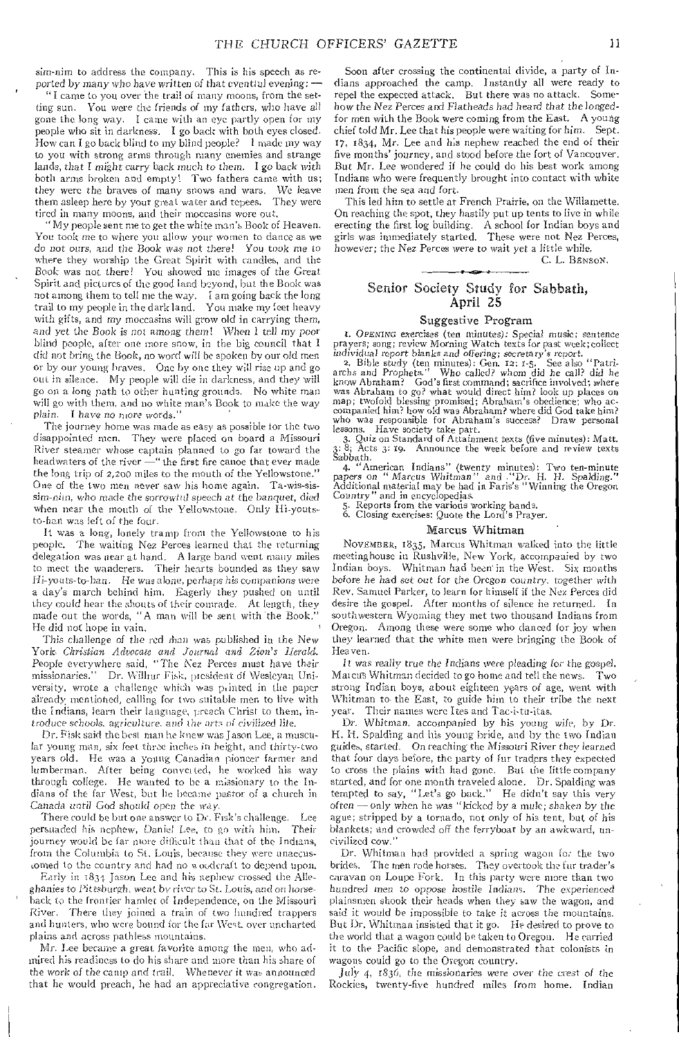sim-nim to address the company. This is his speech as reported by many who have written of that eventful evening: —

"I came to you over the trail of many moons, from the setting sun. You were the friends of my fathers, who have all gone the long way. I came with an eye partly open for my people who sit in darkness. I go back with both eyes closed. How can I go back blind to my blind people? I made my way to you with strong arms through many enemies and strange lands, that I might carry back much to them. I go back with both arms broken and empty! Two fathers came with us; they were the braves of many snows and wars. We leave them asleep here by your great water and tepees. They were tired in many moons, and their moccasins wore out.

"My people sent me to get the white man's Book of Heaven. You took me to where you allow your women to dance as we do not ours, and the Book was not there! You took me to where they worship the Great Spirit with candles, and the Book was not there! You showed me images of the Great Spirit and pictures of the good land beyond, but the Book was not among them to tell me the way. I am going back the long trail to my people in the dark land. You make my feet heavy with gifts, and my moccasins will grow old in carrying them, and yet the Book is not among them! When I tell my poor blind people, after one more snow, in the big council that I did not bring the Book, no word will be spoken by our old men or by our young braves. One by one they will rise up and go out in silence. My people will die in darkness, and they will go on a long path to other hunting grounds. No white man will go with them, and no white man's Book to make the way plain. I have no more words."

The journey home was made as easy as possible for the two disappointed men. They were placed on board a Missouri River steamer whose captain planned to go far toward the headwaters of the river —"the first fire canoe that ever made the long trip of 2,200 miles to the mouth of the Yellowstone." One of the two men never saw his home again. Ta-wis-sis-sim-nim, who made the sorrowful speech at the banquet, died when near the mouth of the Yellowstone. Only Hi-youts-to-han was left of the four.

It was a long, lonely tramp from the Yellowstone to his people. The waiting Nez Perces learned that the returning delegation was near at hand. A large band went many miles to meet the wanderers. Their hearts bounded as they saw Hi-youts-to-han. He was alone, perhaps his companions were a day's march behind him. Eagerly they pushed on until they could hear the shouts of their comrade. At length, they made out the words, "A man will be sent with the Book." He did not hope in vain.

This challenge of the red man was published in the New York *Christian Advocate and Journal and Zion's Herald*. People everywhere said, "The Nez Perces must have their missionaries." Dr. Wilbur Fisk, president of Wesleyan University, wrote a challenge which was printed in the paper already mentioned, calling for two suitable men to live with the Indians, learn their language, preach Christ to them, introduce schools, agriculture, and the arts of civilized life.

Dr. Fisk said the best man he knew was Jason Lee, a muscular young man, six feet three inches in height, and thirty-two years old. He was a young Canadian pioneer farmer and lumberman. After being converted, he worked his way through college. He wanted to be a missionary to the Indians of the far West, but he became pastor of a church in Canada until God should open the way.

There could be but one answer to Dr. Fisk's challenge. Lee persuaded his nephew, Daniel Lee, to go with him. Their journey would be far more difficult than that of the Indians, from the Columbia to St. Louis, because they were unaccustomed to the country and had no woodcraft to depend upon.

Early in 1834 Jason Lee and his nephew crossed the Alleghanies to Pittsburgh, went by river to St. Louis, and on horseback to the frontier hamlet of Independence, on the Missouri River. There they joined a train of two hundred trappers and hunters, who were bound for the far West, over uncharted plains and across pathless mountains.

Mr. Lee became a great favorite among the men, who admired his readiness to do his share and more than his share of the work of the camp and trail. Whenever it was announced that he would preach, he had an appreciative congregation.

Soon after crossing the continental divide, a party of Indians approached the camp. Instantly all were ready to repel the expected attack. But there was no attack. Somehow the Nez Perces and Flatheads had heard that the longed-for men with the Book were coming from the East. A young chief told Mr. Lee that his people were waiting for him. Sept. 17, 1834, Mr. Lee and his nephew reached the end of their five months' journey, and stood before the fort of Vancouver. But Mr. Lee wondered if he could do his best work among Indians who were frequently brought into contact with white men from the sea and fort.

This led him to settle at French Prairie, on the Willamette. On reaching the spot, they hastily put up tents to live in while erecting the first log building. A school for Indian boys and girls was immediately started. These were not Nez Perces, however; the Nez Perces were to wait yet a little while.

C. L. Benson.

## Senior Society Study for Sabbath, April 25

### Suggestive Program

1. Opening exercises (ten minutes): Special music; sentence prayers; song; review Morning Watch texts for past week; collect individual report blanks and offering; secretary's report.
2. Bible study (ten minutes): Gen. 12: 1-5. See also "Patriarchs and Prophets." Who called? whom did he call? did he know Abraham? God's first command; sacrifice involved; where was Abraham to go? what would direct him? look up places on map; twofold blessing promised; Abraham's obedience; who accompanied him? how old was Abraham? where did God take him? who was responsible for Abraham's success? Draw personal lessons. Have society take part.
3. Quiz on Standard of Attainment texts (five minutes): Matt. 3: 8; Acts 3: 19. Announce the week before and review texts Sabbath.
4. "American Indians" (twenty minutes): Two ten-minute papers on "Marcus Whitman" and "Dr. H. H. Spalding." Additional material may be had in Faris's "Winning the Oregon Country" and in encyclopedias.
5. Reports from the various working bands.
6. Closing exercises: Quote the Lord's Prayer.

### Marcus Whitman

November, 1835, Marcus Whitman walked into the little meetinghouse in Rushville, New York, accompanied by two Indian boys. Whitman had been in the West. Six months before he had set out for the Oregon country, together with Rev. Samuel Parker, to learn for himself if the Nez Perces did desire the gospel. After months of silence he returned. In southwestern Wyoming they met two thousand Indians from Oregon. Among these were some who danced for joy when they learned that the white men were bringing the Book of Heaven.

It was really true the Indians were pleading for the gospel. Marcus Whitman decided to go home and tell the news. Two strong Indian boys, about eighteen years of age, went with Whitman to the East, to guide him to their tribe the next year. Their names were Ites and Tac-i-tu-itas.

Dr. Whitman, accompanied by his young wife, by Dr. H. H. Spalding and his young bride, and by the two Indian guides, started. On reaching the Missouri River they learned that four days before, the party of fur traders they expected to cross the plains with had gone. But the little company started, and for one month traveled alone. Dr. Spalding was tempted to say, "Let's go back." He didn't say this very often — only when he was "kicked by a mule; shaken by the ague; stripped by a tornado, not only of his tent, but of his blankets; and crowded off the ferryboat by an awkward, uncivilized cow."

Dr. Whitman had provided a spring wagon for the two brides. The men rode horses. They overtook the fur trader's caravan on Loupe Fork. In this party were more than two hundred men to oppose hostile Indians. The experienced plainsmen shook their heads when they saw the wagon, and said it would be impossible to take it across the mountains. But Dr. Whitman insisted that it go. He desired to prove to the world that a wagon could be taken to Oregon. He carried it to the Pacific slope, and demonstrated that colonists in wagons could go to the Oregon country.

July 4, 1836, the missionaries were over the crest of the Rockies, twenty-five hundred miles from home. Indian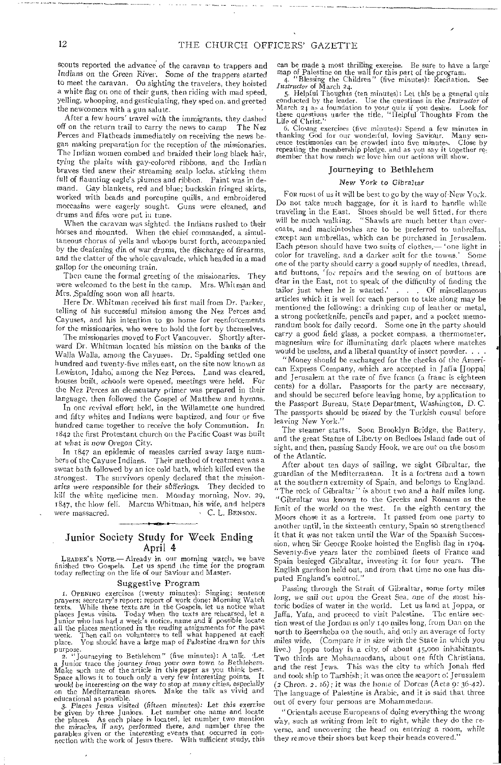scouts reported the advance of the caravan to trappers and Indians on the Green River. Some of the trappers started to meet the caravan. On sighting the travelers, they hoisted a white flag on one of their guns, then riding with mad speed, yelling, whooping, and gesticulating, they sped on, and greeted the newcomers with a gun salute.

After a few hours' travel with the immigrants, they dashed off on the return trail to carry the news to camp. The Nez Perces and Flatheads immediately on receiving the news began making preparation for the reception of the missionaries. The Indian women combed and braided their long black hair, tying the plaits with gay-colored ribbons, and the Indian braves tied anew their streaming scalp locks, sticking them full of flaunting eagle's plumes and ribbon. Paint was in demand. Gay blankets, red and blue; buckskin fringed skirts, worked with beads and porcupine quills, and embroidered moccasins were eagerly sought. Guns were cleaned, and drums and fifes were put in tune.

When the caravan was sighted, the Indians rushed to their horses and mounted. When the chief commanded, a simultaneous chorus of yells and whoops burst forth, accompanied by the deafening din of war drums, the discharge of firearms, and the clatter of the whole cavalcade, which headed in a mad gallop for the oncoming train.

Then came the formal greeting of the missionaries. They were welcomed to the best in the camp. Mrs. Whitman and Mrs. Spalding soon won all hearts.

Here Dr. Whitman received his first mail from Dr. Parker, telling of his successful mission among the Nez Perces and Cayuses, and his intention to go home for reenforcements for the missionaries, who were to hold the fort by themselves.

The missionaries moved to Fort Vancouver. Shortly afterward Dr. Whitman located his mission on the banks of the Walla Walla, among the Cayuses. Dr. Spalding settled one hundred and twenty-five miles east, on the site now known as Lewiston, Idaho, among the Nez Perces. Land was cleared, houses built, schools were opened, meetings were held. For the Nez Perces an elementary primer was prepared in their language, then followed the Gospel of Matthew and hymns.

In one revival effort held, in the Willamette one hundred and fifty whites and Indians were baptized, and four or five hundred came together to receive the holy Communion. In 1842 the first Protestant church on the Pacific Coast was built at what is now Oregon City.

In 1847 an epidemic of measles carried away large numbers of the Cayuse Indians. Their method of treatment was a sweat bath followed by an ice cold bath, which killed even the strongest. The survivors openly declared that the missionaries were responsible for their sufferings. They decided to kill the white medicine men. Monday morning, Nov. 29, 1847, the blow fell. Marcus Whitman, his wife, and helpers were massacred.

C. L. BENSON.

## Junior Society Study for Week Ending April 4

LEADER'S NOTE.— Already in our morning watch, we have finished two Gospels. Let us spend the time for the program today reflecting on the life of our Saviour and Master.

### Suggestive Program

1. OPENING exercises (twenty minutes): Singing; sentence prayers; secretary's report; report of work done; Morning Watch texts. While these texts are in the Gospels, let us notice what places Jesus visits. Today when the texts are rehearsed, let a Junior who has had a week's notice, name and if possible locate all the places mentioned in the reading assignments for the past week. Then call on volunteers to tell what happened at each place. You should have a large map of Palestine drawn for this purpose.

2. "Journeying to Bethlehem" (five minutes): A talk. Let a Junior trace the journey from your own town to Bethlehem. Make such use of the article in this paper as you think best. Space allows it to touch only a very few interesting points. It would be interesting on the way to stop at many cities, especially on the Mediterranean shores. Make the talk as vivid and educational as possible.

3. *Places Jesus visited* (*fifteen minutes*): Let this exercise be given by three Juniors. Let number one name and locate the places. As each place is located, let number two mention the miracles, if any, performed there, and number three the parables given or the interesting events that occurred in connection with the work of Jesus there. With sufficient study, this can be made a most thrilling exercise. Be sure to have a large map of Palestine on the wall for this part of the program.

4. "Blessing the Children" (five minutes): Recitation. See *Instructor* of March 24.

5. Helpful Thoughts (ten minutes): Let this be a general quiz conducted by the leader. Use the questions in the *Instructor* of March 24 as a foundation to your quiz if you desire. Look for these questions under the title, "Helpful Thoughts From the Life of Christ."

6. Closing exercises (five minutes): Spend a few minutes in thanking God for our wonderful, loving Saviour. Many sentence testimonies can be crowded into five minutes. Close by repeating the membership pledge, and as you say it together remember that how much we love him our actions will show.

### Journeying to Bethlehem

#### *New York to Gibraltar*

FOR most of us it will be best to go by the way of New York. Do not take much baggage, for it is hard to handle while traveling in the East. Shoes should be well fitted, for there will be much walking. "Shawls are much better than overcoats, and mackintoshes are to be preferred to umbrellas, except sun umbrellas, which can be purchased in Jerusalem. Each person should have two suits of clothes,— 'one light in color for traveling, and a darker suit for the towns.' Some one of the party should carry a good supply of needles, thread, and buttons, 'for repairs and the sewing on of buttons are dear in the East, not to speak of the difficulty of finding the tailor just when he is wanted.' . . . Of miscellaneous articles which it is well for each person to take along may be mentioned the following: a drinking cup of leather or metal, a strong pocketknife, pencils and paper, and a pocket memorandum book for daily record. Some one in the party should carry a good field glass, a pocket compass, a thermometer, magnesium wire for illuminating dark places where matches would be useless, and a liberal quantity of insect powder. . . .

"Money should be exchanged for the checks of the American Express Company, which are accepted in Jaffa [Joppa] and Jerusalem at the rate of five francs (a franc is eighteen cents) for a dollar. Passports for the party are necessary, and should be secured before leaving home, by application to the Passport Bureau, State Department, Washington, D. C. The passports should be *viseed* by the Turkish consul before leaving New York."

The steamer starts. Soon Brooklyn Bridge, the Battery, and the great Statue of Liberty on Bedloes Island fade out of sight, and then, passing Sandy Hook, we are out on the bosom of the Atlantic.

After about ten days of sailing, we sight Gibraltar, the guardian of the Mediterranean. It is a fortress and a town at the southern extremity of Spain, and belongs to England. "The rock of Gibraltar" is about two and a half miles long. "Gibraltar was known to the Greeks and Romans as the limit of the world on the west. In the eighth century the Moors chose it as a fortress. It passed from one party to another until, in the sixteenth century, Spain so strengthened it that it was not taken until the War of the Spanish Succession, when Sir George Rooke hoisted the English flag in 1704. Seventy-five years later the combined fleets of France and Spain besieged Gibraltar, investing it for four years. The English garrison held out, and from that time no one has disputed England's control."

Passing through the Strait of Gibraltar, some forty miles long, we sail out upon the Great Sea, one of the most historic bodies of water in the world. Let us land at Joppa, or Jaffa, Yafa, and proceed to visit Palestine. The entire section west of the Jordan is only 140 miles long, from Dan on the north to Beersheba on the south, and only an average of forty miles wide. (*Compare it in size with the State in which you live.*) Joppa today is a city of about 45,000 inhabitants. Two thirds are Mohammedans, about one fifth Christians, and the rest Jews. This was the city to which Jonah fled and took ship to Tarshish; it was once the seaport of Jerusalem (2 Chron. 2: 16); it was the home of Dorcas (Acts 9: 36-42). The language of Palestine is Arabic, and it is said that three out of every four persons are Mohammedans.

"Orientals accuse Europeans of doing everything the wrong way, such as writing from left to right, while they do the reverse, and uncovering the head on entering a room, while they remove their shoes but keep their heads covered."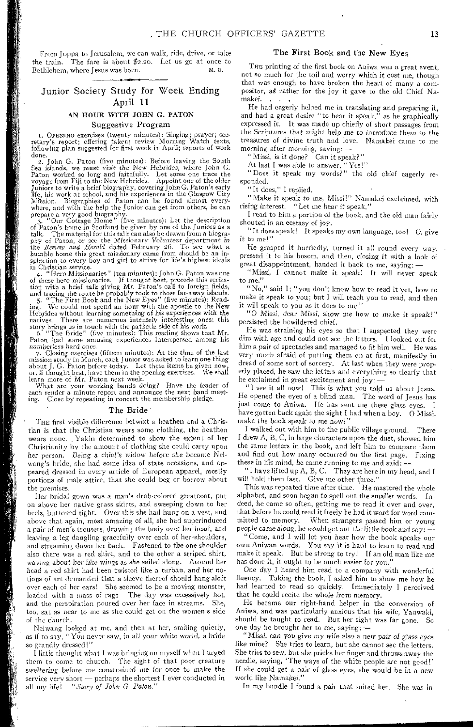From Joppa to Jerusalem, we can walk, ride, drive, or take the train. The fare is about $2.20. Let us go at once to Bethlehem, where Jesus was born. M. E.

## Junior Society Study for Week Ending April 11

### AN HOUR WITH JOHN G. PATON

#### Suggestive Program

1. OPENING exercises (twenty minutes): Singing; prayer; secretary's report; offering taken; review Morning Watch texts, following plan suggested for first week in April; reports of work done.

2. John G. Paton (five minutes): Before leaving the South Sea islands, we must visit the New Hebrides, where John G. Paton worked so long and faithfully. Let some one trace the voyage from Fiji to the New Hebrides. Appoint one of the older Juniors to write a brief biography, covering John G. Paton's early life, his work at school, and his experiences in the Glasgow City Mission. Biographies of Paton can be found almost everywhere, and with the help the Junior can get from others, he can prepare a very good biography.

3. "Our Cottage Home" (five minutes): Let the description of Paton's home in Scotland be given by one of the Juniors as a talk. The material for this talk can also be drawn from a biography of Paton, or see the Missionary Volunteer department in the *Review and Herald* dated February 26. To see what a humble home this great missionary came from should be an inspiration to every boy and girl to strive for life's highest ideals in Christian service.

4. "Hero Missionaries" (ten minutes): John G. Paton was one of these hero missionaries. If thought best, precede this recitation with a brief talk giving Mr. Paton's call to foreign fields, and tracing the route he probably took to those far-away islands.

5. "The First Book and the New Eyes" (five minutes): Reading. We could not spend an hour with the apostle to the New Hebrides without learning something of his experiences with the natives. There are numerous intensely interesting ones; this story brings us in touch with the pathetic side of his work.

6. "The Bride" (five minutes): This reading shows that Mr. Paton had some amusing experiences interspersed among his numberless hard ones.

7. Closing exercises (fifteen minutes): At the time of the last mission study in March, each Junior was asked to learn one thing about J. G. Paton before today. Let these items be given now, or, if thought best, have them in the opening exercises. We shall learn more of Mr. Paton next week.

What are your working bands doing? Have the leader of each render a minute report and announce the next band meeting. Close by repeating in concert the membership pledge.

### The Bride

THE first visible difference betwixt a heathen and a Christian is that the Christian wears some clothing, the heathen wears none. Yakin determined to show the extent of her Christianity by the amount of clothing she could carry upon her person. Being a chief's widow before she became Nelwang's bride, she had some idea of state occasions, and appeared dressed in every article of European apparel, mostly portions of male attire, that she could beg or borrow about the premises.

Her bridal gown was a man's drab-colored greatcoat, put on above her native grass skirts, and sweeping down to her heels, buttoned tight. Over this she had hung on a vest, and above that again, most amazing of all, she had superinduced a pair of men's trousers, drawing the body over her head, and leaving a leg dangling gracefully over each of her shoulders, and streaming down her back. Fastened to the one shoulder also there was a red shirt, and to the other a striped shirt, waving about her like wings as she sailed along. Around her head a red shirt had been twisted like a turban, and her notions of art demanded that a sleeve thereof should hang aloft over each of her ears! She seemed to be a moving monster, loaded with a mass of rags. The day was excessively hot, and the perspiration poured over her face in streams. She, too, sat as near to me as she could get on the women's side of the church.

Nelwang looked at me, and then at her, smiling quietly, as if to say, "You never saw, in all your white world, a bride so grandly dressed!"

I little thought what I was bringing on myself when I urged them to come to church. The sight of that poor creature sweltering before me constrained me for once to make the service very short — perhaps the shortest I ever conducted in all my life! —"*Story of John G. Paton.*"

### The First Book and the New Eyes

THE printing of the first book on Aniwa was a great event, not so much for the toil and worry which it cost me, though that was enough to have broken the heart of many a compositor, as rather for the joy it gave to the old Chief Namakei. . . .

He had eagerly helped me in translating and preparing it, and had a great desire "to hear it speak," as he graphically expressed it. It was made up chiefly of short passages from the Scriptures that might help me to introduce them to the treasures of divine truth and love. Namakei came to me morning after morning, saying: —

"Missi, is it done? Can it speak?"

At last I was able to answer, "Yes!"

"Does it speak my words?" the old chief eagerly responded.

"It does," I replied.

"Make it speak to me, Missi!" Namakei exclaimed, with rising interest. "Let me hear it speak."

I read to him a portion of the book, and the old man fairly shouted in an ecstasy of joy.

"It does speak! It speaks my own language, too! O, give it to me!"

He grasped it hurriedly, turned it all round every way, pressed it to his bosom, and then, closing it with a look of great disappointment, handed it back to me, saying: —

"Missi, I cannot make it speak! It will never speak to me."

"No," said I; "you don't know how to read it yet, how to make it speak to you; but I will teach you to read, and then it will speak to you as it does to me."

"O Missi, dear Missi, show me how to make it speak!" persisted the bewildered chief.

He was straining his eyes so that I suspected they were dim with age and could not see the letters. I looked out for him a pair of spectacles and managed to fit him well. He was very much afraid of putting them on at first, manifestly in dread of some sort of sorcery. At last when they were properly placed, he saw the letters and everything so clearly that he exclaimed in great excitement and joy: —

"I see it all now! This is what you told us about Jesus. He opened the eyes of a blind man. The word of Jesus has just come to Aniwa. He has sent me these glass eyes. I have gotten back again the sight I had when a boy. O Missi, make the book speak to me now!"

I walked out with him to the public village ground. There I drew A, B, C, in large characters upon the dust, showed him the same letters in the book, and left him to compare them and find out how many occurred on the first page. Fixing these in his mind, he came running to me and said: —

"I have lifted up A, B, C. They are here in my head, and I will hold them fast. Give me other three."

This was repeated time after time. He mastered the whole alphabet, and soon began to spell out the smaller words. Indeed, he came so often, getting me to read it over and over, that before he could read it freely he had it word for word committed to memory. When strangers passed him or young people came along, he would get out the little book and say: —

"Come, and I will let you hear how the book speaks our own Aniwan words. You say it is hard to learn to read and make it speak. But be strong to try! If an old man like me has done it, it ought to be much easier for you."

One day I heard him read to a company with wonderful fluency. Taking the book, I asked him to show me how he had learned to read so quickly. Immediately I perceived that he could recite the whole from memory.

He became our right-hand helper in the conversion of Aniwa, and was particularly anxious that his wife, Yauwaki, should be taught to read. But her sight was far gone. So one day he brought her to me, saying: —

"Missi, can you give my wife also a new pair of glass eyes like mine? She tries to learn, but she cannot see the letters. She tries to sew, but she pricks her finger and throws away the needle, saying, 'The ways of the white people are not good!' If she could get a pair of glass eyes, she would be in a new world like Namakei."

In my bundle I found a pair that suited her. She was in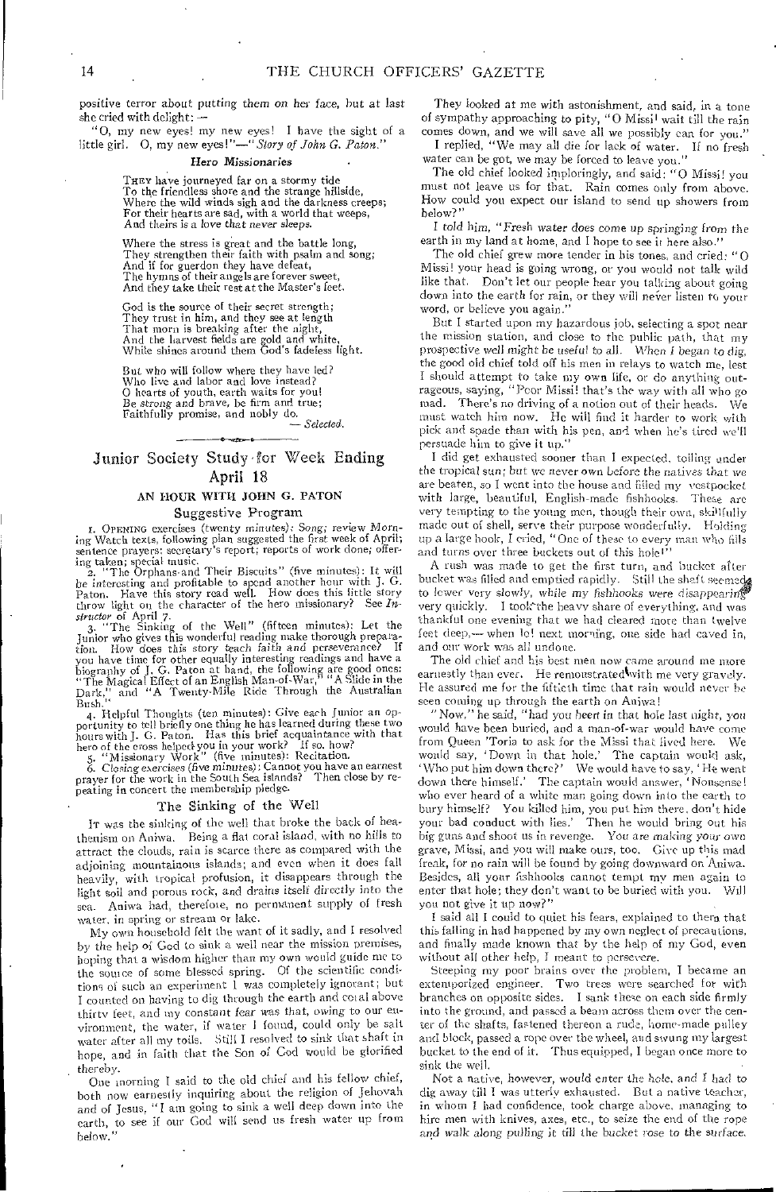positive terror about putting them on her face, but at last she cried with delight: —

"O, my new eyes! my new eyes! I have the sight of a little girl. O, my new eyes!" — "*Story of John G. Paton.*"

### *Hero Missionaries*

THEY have journeyed far on a stormy tide
To the friendless shore and the strange hillside,
Where the wild winds sigh and the darkness creeps;
For their hearts are sad, with a world that weeps,
And theirs is a love that never sleeps.

Where the stress is great and the battle long,
They strengthen their faith with psalm and song;
And if for guerdon they have defeat,
The hymns of their angels are forever sweet,
And they take their rest at the Master's feet.

God is the source of their secret strength;
They trust in him, and they see at length
That morn is breaking after the night,
And the harvest fields are gold and white,
While shines around them God's fadeless light.

But who will follow where they have led?
Who live and labor and love instead?
O hearts of youth, earth waits for you!
Be strong and brave, be firm and true;
Faithfully promise, and nobly do.

— *Selected.*

## Junior Society Study for Week Ending April 18

### AN HOUR WITH JOHN G. PATON

#### Suggestive Program

1. OPENING exercises (twenty minutes): Song; review Morning Watch texts, following plan suggested the first week of April; sentence prayers; secretary's report; reports of work done; offering taken; special music.

2. "The Orphans and Their Biscuits" (five minutes): It will be interesting and profitable to spend another hour with J. G. Paton. Have this story read well. How does this little story throw light on the character of the hero missionary? See *Instructor* of April 7.

3. "The Sinking of the Well" (fifteen minutes): Let the Junior who gives this wonderful reading make thorough preparation. How does this story *teach faith and perseverance?* If you have time for other equally interesting readings and have a biography of J. G. Paton at hand, the following are good ones: "The Magical Effect of an English Man-of-War," "A Slide in the Dark," and "A Twenty-Mile Ride Through the Australian Bush."

4. Helpful Thoughts (ten minutes): Give each Junior an opportunity to tell briefly one thing he has learned during these two hours with J. G. Paton. Has this brief acquaintance with that hero of the cross helped you in your work? If so, how?

5. "Missionary Work" (five minutes): Recitation.

6. *Closing exercises (five minutes):* Cannot you have an earnest prayer for the work in the South Sea islands? Then close by repeating in concert the membership pledge.

#### The Sinking of the Well

IT was the sinking of the well that broke the back of heathenism on Aniwa. Being a flat coral island, with no hills to attract the clouds, rain is scarce there as compared with the adjoining mountainous islands; and even when it does fall heavily, with tropical profusion, it disappears through the light soil and porous rock, and drains itself directly into the sea. Aniwa had, therefore, no permanent supply of fresh water, in spring or stream or lake.

My own household felt the want of it sadly, and I resolved by the help of God to sink a well near the mission premises, hoping that a wisdom higher than my own would guide me to the source of some blessed spring. Of the scientific conditions of such an experiment I was completely ignorant; but I counted on having to dig through the earth and coral above thirty feet, and my constant fear was that, owing to our environment, the water, if water I found, could only be salt water after all my toils. Still I resolved to sink that shaft in hope, and in faith that the Son of God would be glorified thereby.

One morning I said to the old chief and his fellow chief, both now earnestly inquiring about the religion of Jehovah and of Jesus, "I am going to sink a well deep down into the earth, to see if our God will send us fresh water up from below."

They looked at me with astonishment, and said, in a tone of sympathy approaching to pity, "O Missi! wait till the rain comes down, and we will save all we possibly can for you."

I replied, "We may all die for lack of water. If no fresh water can be got, we may be forced to leave you."

The old chief looked imploringly, and said: "O Missi! you must not leave us for that. Rain comes only from above. How could you expect our island to send up showers from below?"

I told him, "Fresh water does come up springing from the earth in my land at home, and I hope to see it here also."

The old chief grew more tender in his tones, and cried: "O Missi! your head is going wrong, or you would not talk wild like that. Don't let our people hear you talking about going down into the earth for rain, or they will never listen to your word, or believe you again."

But I started upon my hazardous job, selecting a spot near the mission station, and close to the public path, that my prospective well might be useful to all. When I began to dig, the good old chief told off his men in relays to watch me, lest I should attempt to take my own life, or do anything outrageous, saying, "Poor Missi! that's the way with all who go mad. There's no driving of a notion out of their heads. We must watch him now. He will find it harder to work with pick and spade than with his pen, and when he's tired we'll persuade him to give it up."

I did get exhausted sooner than I expected, toiling under the tropical sun; but we never own before the natives that we are beaten, so I went into the house and filled my vestpocket with large, beautiful, English-made fishhooks. These are very tempting to the young men, though their own, skillfully made out of shell, serve their purpose wonderfully. Holding up a large hook, I cried, "One of these to every man who fills and turns over three buckets out of this hole!"

A rush was made to get the first turn, and bucket after bucket was filled and emptied rapidly. Still the shaft seemed to lower very slowly, while my fishhooks were disappearing very quickly. I took the heavy share of everything, and was thankful one evening that we had cleared more than twelve feet deep,— when lo! next morning, one side had caved in, and our work was all undone.

The old chief and his best men now came around me more earnestly than ever. He remonstrated with me very gravely. He assured me for the fiftieth time that rain would never be seen coming up through the earth on Aniwa!

"Now," he said, "had you been in that hole last night, you would have been buried, and a man-of-war would have come from Queen 'Toria to ask for the Missi that lived here. We would say, 'Down in that hole.' The captain would ask, 'Who put him down there?' We would have to say, 'He went down there himself.' The captain would answer, 'Nonsense! who ever heard of a white man going down into the earth to bury himself? You killed him, you put him there, don't hide your bad conduct with lies.' Then he would bring out his big guns and shoot us in revenge. You are making your own grave, Missi, and you will make ours, too. Give up this mad freak, for no rain will be found by going downward on Aniwa. Besides, all your fishhooks cannot tempt my men again to enter that hole; they don't want to be buried with you. Will you not give it up now?"

I said all I could to quiet his fears, explained to them that this falling in had happened by my own neglect of precautions, and finally made known that by the help of my God, even without all other help, I meant to persevere.

Steeping my poor brains over the problem, I became an extemporized engineer. Two trees were searched for with branches on opposite sides. I sank these on each side firmly into the ground, and passed a beam across them over the center of the shafts, fastened thereon a rude, home-made pulley and block, passed a rope over the wheel, and swung my largest bucket to the end of it. Thus equipped, I began once more to sink the well.

Not a native, however, would enter the hole, and I had to dig away till I was utterly exhausted. But a native teacher, in whom I had confidence, took charge above, managing to hire men with knives, axes, etc., to seize the end of the rope and walk along pulling it till the bucket rose to the surface.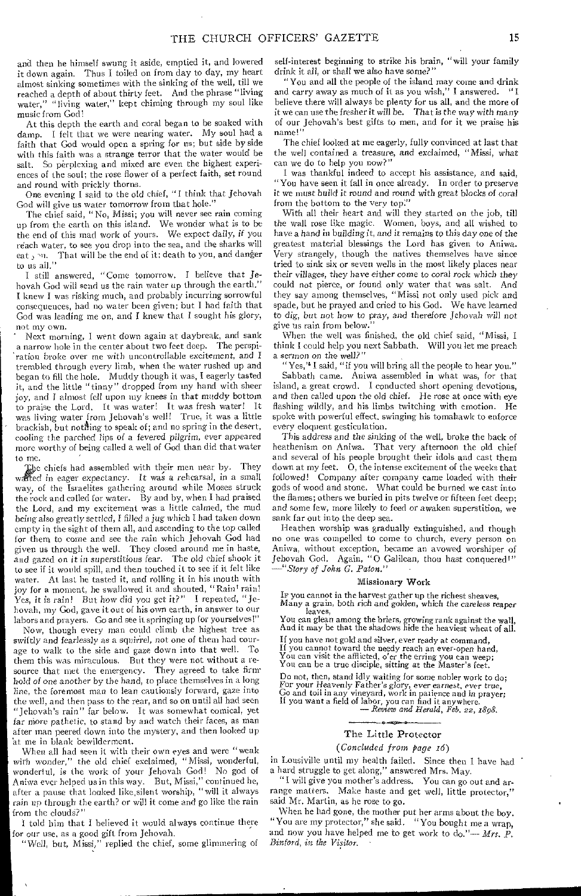and then he himself swung it aside, emptied it, and lowered it down again. Thus I toiled on from day to day, my heart almost sinking sometimes with the sinking of the well, till we reached a depth of about thirty feet. And the phrase "living water," "living water," kept chiming through my soul like music from God!

At this depth the earth and coral began to be soaked with damp. I felt that we were nearing water. My soul had a faith that God would open a spring for us; but side by side with this faith was a strange terror that the water would be salt. So perplexing and mixed are even the highest experiences of the soul; the rose flower of a perfect faith, set round and round with prickly thorns.

One evening I said to the old chief, "I think that Jehovah God will give us water tomorrow from that hole."

The chief said, "No, Missi; you will never see rain coming up from the earth on this island. We wonder what is to be the end of this mad work of yours. We expect daily, if you reach water, to see you drop into the sea, and the sharks will eat you. That will be the end of it; death to you, and danger to us all."

I still answered, "Come tomorrow. I believe that Jehovah God will send us the rain water up through the earth." I knew I was risking much, and probably incurring sorrowful consequences, had no water been given; but I had faith that God was leading me on, and I knew that I sought his glory, not my own.

Next morning, I went down again at daybreak, and sank a narrow hole in the center about two feet deep. The perspiration broke over me with uncontrollable excitement, and I trembled through every limb, when the water rushed up and began to fill the hole. Muddy though it was, I eagerly tasted it, and the little "tinny" dropped from my hand with sheer joy, and I almost fell upon my knees in that muddy bottom to praise the Lord. It was water! It was fresh water! It was living water from Jehovah's well! True, it was a little brackish, but nothing to speak of; and no spring in the desert, cooling the parched lips of a fevered pilgrim, ever appeared more worthy of being called a well of God than did that water to me.

The chiefs had assembled with their men near by. They waited in eager expectancy. It was a rehearsal, in a small way, of the Israelites gathering around while Moses struck the rock and called for water. By and by, when I had praised the Lord, and my excitement was a little calmed, the mud being also greatly settled, I filled a jug which I had taken down empty in the sight of them all, and ascending to the top called for them to come and see the rain which Jehovah God had given us through the well. They closed around me in haste, and gazed on it in superstitious fear. The old chief shook it to see if it would spill, and then touched it to see if it felt like water. At last he tasted it, and rolling it in his mouth with joy for a moment, he swallowed it and shouted, "Rain! rain! Yes, it is rain! But how did you get it?" I repeated, "Jehovah, my God, gave it out of his own earth, in answer to our labors and prayers. Go and see it springing up for yourselves!"

Now, though every man could climb the highest tree as swiftly and fearlessly as a squirrel, not one of them had courage to walk to the side and gaze down into that well. To them this was miraculous. But they were not without a resource that met the emergency. They agreed to take firm hold of one another by the hand, to place themselves in a long line, the foremost man to lean cautiously forward, gaze into the well, and then pass to the rear, and so on until all had seen "Jehovah's rain" far below. It was somewhat comical, yet far more pathetic, to stand by and watch their faces, as man after man peered down into the mystery, and then looked up at me in blank bewilderment.

When all had seen it with their own eyes and were "weak with wonder," the old chief exclaimed, "Missi, wonderful, wonderful, is the work of your Jehovah God! No god of Aniwa ever helped us in this way. But, Missi," continued he, after a pause that looked like silent worship, "will it always rain up through the earth? or will it come and go like the rain from the clouds?"

I told him that I believed it would always continue there for our use, as a good gift from Jehovah.

"Well, but, Missi," replied the chief, some glimmering of self-interest beginning to strike his brain, "will your family drink it all, or shall we also have some?"

"You and all the people of the island may come and drink and carry away as much of it as you wish," I answered. "I believe there will always be plenty for us all, and the more of it we can use the fresher it will be. That is the way with many of our Jehovah's best gifts to men, and for it we praise his name!"

The chief looked at me eagerly, fully convinced at last that the well contained a treasure, and exclaimed, "Missi, what can we do to help you now?"

I was thankful indeed to accept his assistance, and said, "You have seen it fall in once already. In order to preserve it we must build it round and round with great blocks of coral from the bottom to the very top."

With all their heart and will they started on the job, till the wall rose like magic. Women, boys, and all wished to have a hand in building it, and it remains to this day one of the greatest material blessings the Lord has given to Aniwa. Very strangely, though the natives themselves have since tried to sink six or seven wells in the most likely places near their villages, they have either come to coral rock which they could not pierce, or found only water that was salt. And they say among themselves, "Missi not only used pick and spade, but he prayed and cried to his God. We have learned to dig, but not how to pray, and therefore Jehovah will not give us rain from below."

When the well was finished, the old chief said, "Missi, I think I could help you next Sabbath. Will you let me preach a sermon on the well?"

"Yes," I said, "if you will bring all the people to hear you."

Sabbath came. Aniwa assembled in what was, for that island, a great crowd. I conducted short opening devotions, and then called upon the old chief. He rose at once with eye flashing wildly, and his limbs twitching with emotion. He spoke with powerful effect, swinging his tomahawk to enforce every eloquent gesticulation.

This address and the sinking of the well, broke the back of heathenism on Aniwa. That very afternoon the old chief and several of his people brought their idols and cast them down at my feet. O, the intense excitement of the weeks that followed! Company after company came loaded with their gods of wood and stone. What could be burned we cast into the flames; others we buried in pits twelve or fifteen feet deep; and some few, more likely to feed or awaken superstition, we sank far out into the deep sea.

Heathen worship was gradually extinguished, and though no one was compelled to come to church, every person on Aniwa, without exception, became an avowed worshiper of Jehovah God. Again, "O Galilean, thou hast conquered!" —"*Story of John G. Paton.*"

### Missionary Work

If you cannot in the harvest gather up the richest sheaves,
Many a grain, both rich and golden, which the careless reaper leaves,
You can glean among the briers, growing rank against the wall,
And it may be that the shadows hide the heaviest wheat of all.

If you have not gold and silver, ever ready at command,
If you cannot toward the needy reach an ever-open hand,
You can visit the afflicted, o'er the erring you can weep;
You can be a true disciple, sitting at the Master's feet.

Do not, then, stand idly waiting for some nobler work to do;
For your Heavenly Father's glory, ever earnest, ever true,
Go and toil in any vineyard, work in patience and in prayer;
If you want a field of labor, you can find it anywhere.

— *Review and Herald, Feb. 22, 1898.*

### The Little Protector

*(Concluded from page 16)*

in Louisville until my health failed. Since then I have had a hard struggle to get along," answered Mrs. May.

"I will give you mother's address. You can go out and arrange matters. Make haste and get well, little protector," said Mr. Martin, as he rose to go.

When he had gone, the mother put her arms about the boy. "You are my protector," she said. "You bought me a wrap, and now you have helped me to get work to do."— *Mrs. P. Binford, in the Visitor.*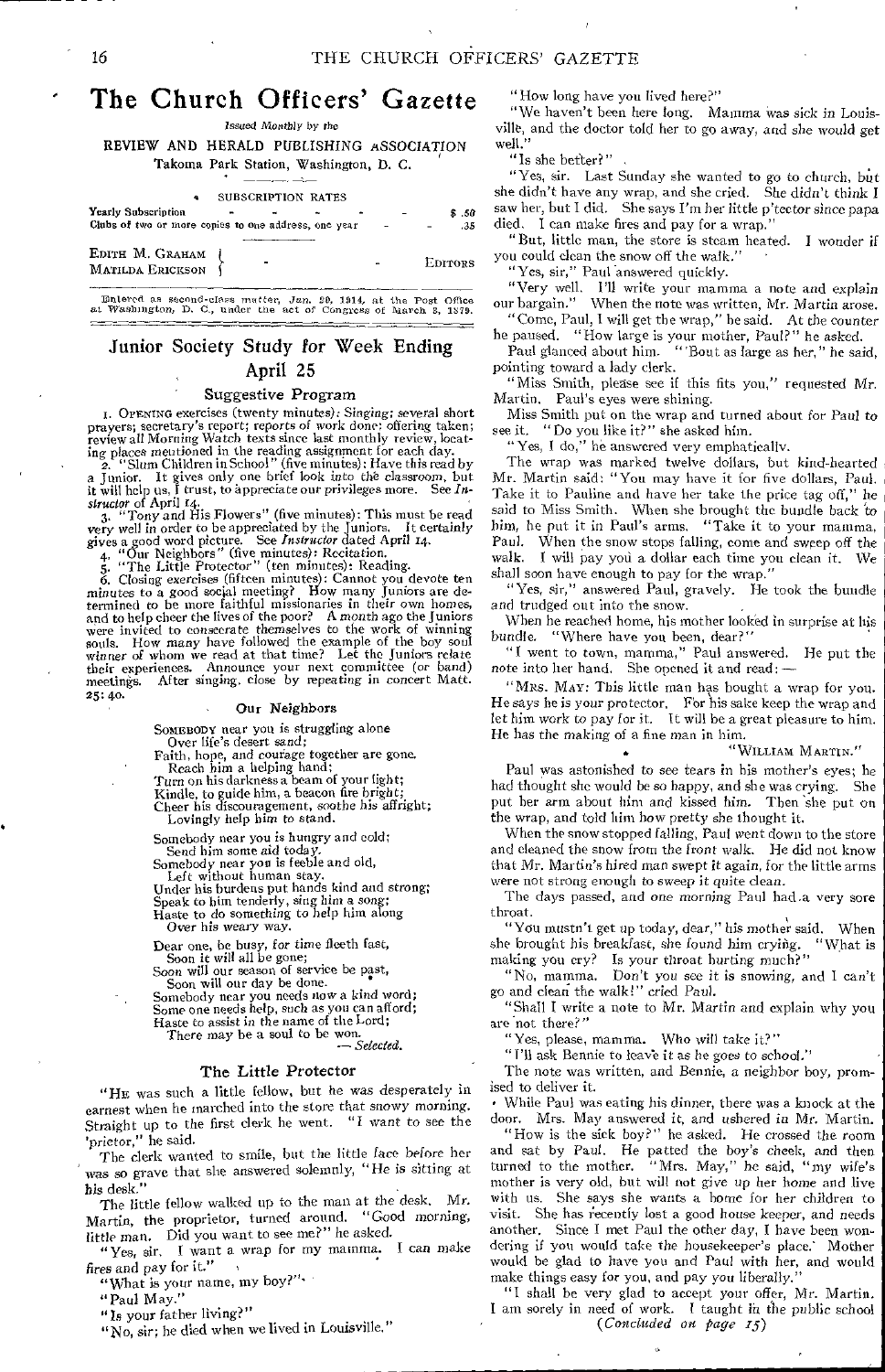# The Church Officers' Gazette

*Issued Monthly by the*

REVIEW AND HERALD PUBLISHING ASSOCIATION

Takoma Park Station, Washington, D. C.

SUBSCRIPTION RATES

| | |
|---|---|
| Yearly Subscription | $ .50 |
| Clubs of two or more copies to one address, one year | .35 |

EDITH M. GRAHAM, MATILDA ERICKSON — EDITORS

Entered as second-class matter, Jan. 20, 1914, at the Post Office at Washington, D. C., under the act of Congress of March 3, 1879.

## Junior Society Study for Week Ending April 25

### Suggestive Program

1. OPENING exercises (twenty minutes): Singing; several short prayers; secretary's report; reports of work done; offering taken; review all Morning Watch texts since last monthly review, locating places mentioned in the reading assignment for each day.

2. "Slum Children in School" (five minutes): Have this read by a Junior. It gives only one brief look into the classroom, but it will help us, I trust, to appreciate our privileges more. See *Instructor* of April 14.

3. "Tony and His Flowers" (five minutes): This must be read very well in order to be appreciated by the Juniors. It certainly gives a good word picture. See *Instructor* dated April 14.

4. "Our Neighbors" (five minutes): Recitation.

5. "The Little Protector" (ten minutes): Reading.

6. Closing exercises (fifteen minutes): Cannot you devote ten minutes to a good social meeting? How many Juniors are determined to be more faithful missionaries in their own homes, and to help cheer the lives of the poor? A month ago the Juniors were invited to consecrate themselves to the work of winning souls. How many have followed the example of the boy soul winner of whom we read at that time? Let the Juniors relate their experiences. Announce your next committee (or band) meetings. After singing, close by repeating in concert Matt. 25: 40.

### Our Neighbors

SOMEBODY near you is struggling alone  
Over life's desert sand;  
Faith, hope, and courage together are gone,  
Reach him a helping hand;  
Turn on his darkness a beam of your light;  
Kindle, to guide him, a beacon fire bright;  
Cheer his discouragement, soothe his affright;  
Lovingly help him to stand.

Somebody near you is hungry and cold;  
Send him some aid today.  
Somebody near you is feeble and old,  
Left without human stay.  
Under his burdens put hands kind and strong;  
Speak to him tenderly, sing him a song;  
Haste to do something to help him along  
Over his weary way.

Dear one, be busy, for time fleeth fast,  
Soon it will all be gone;  
Soon will our season of service be past,  
Soon will our day be done.  
Somebody near you needs now a kind word;  
Some one needs help, such as you can afford;  
Haste to assist in the name of the Lord;  
There may be a soul to be won.

— *Selected.*

### The Little Protector

"HE was such a little fellow, but he was desperately in earnest when he marched into the store that snowy morning. Straight up to the first clerk he went. "I want to see the 'prietor," he said.

The clerk wanted to smile, but the little face before her was so grave that she answered solemnly, "He is sitting at his desk."

The little fellow walked up to the man at the desk. Mr. Martin, the proprietor, turned around. "Good morning, little man. Did you want to see me?" he asked.

"Yes, sir. I want a wrap for my mamma. I can make fires and pay for it."

"What is your name, my boy?"

"Paul May."

"Is your father living?"

"No, sir; he died when we lived in Louisville."

"How long have you lived here?"

"We haven't been here long. Mamma was sick in Louisville, and the doctor told her to go away, and she would get well."

"Is she better?"

"Yes, sir. Last Sunday she wanted to go to church, but she didn't have any wrap, and she cried. She didn't think I saw her, but I did. She says I'm her little p'tector since papa died. I can make fires and pay for a wrap."

"But, little man, the store is steam heated. I wonder if you could clean the snow off the walk."

"Yes, sir," Paul answered quickly.

"Very well. I'll write your mamma a note and explain our bargain." When the note was written, Mr. Martin arose.

"Come, Paul, I will get the wrap," he said. At the counter he paused. "How large is your mother, Paul?" he asked.

Paul glanced about him. "'Bout as large as her," he said, pointing toward a lady clerk.

"Miss Smith, please see if this fits you," requested Mr. Martin. Paul's eyes were shining.

Miss Smith put on the wrap and turned about for Paul to see it. "Do you like it?" she asked him.

"Yes, I do," he answered very emphatically.

The wrap was marked twelve dollars, but kind-hearted Mr. Martin said: "You may have it for five dollars, Paul. Take it to Pauline and have her take the price tag off," he said to Miss Smith. When she brought the bundle back to him, he put it in Paul's arms. "Take it to your mamma, Paul. When the snow stops falling, come and sweep off the walk. I will pay you a dollar each time you clean it. We shall soon have enough to pay for the wrap."

"Yes, sir," answered Paul, gravely. He took the bundle and trudged out into the snow.

When he reached home, his mother looked in surprise at his bundle. "Where have you been, dear?"

"I went to town, mamma," Paul answered. He put the note into her hand. She opened it and read: —

"MRS. MAY: This little man has bought a wrap for you. He says he is your protector. For his sake keep the wrap and let him work to pay for it. It will be a great pleasure to him. He has the making of a fine man in him.

"WILLIAM MARTIN."

Paul was astonished to see tears in his mother's eyes; he had thought she would be so happy, and she was crying. She put her arm about him and kissed him. Then she put on the wrap, and told him how pretty she thought it.

When the snow stopped falling, Paul went down to the store and cleaned the snow from the front walk. He did not know that Mr. Martin's hired man swept it again, for the little arms were not strong enough to sweep it quite clean.

The days passed, and one morning Paul had a very sore throat.

"You mustn't get up today, dear," his mother said. When she brought his breakfast, she found him crying. "What is making you cry? Is your throat hurting much?"

"No, mamma. Don't you see it is snowing, and I can't go and clean the walk!" cried Paul.

"Shall I write a note to Mr. Martin and explain why you are not there?"

"Yes, please, mamma. Who will take it?"

"I'll ask Bennie to leave it as he goes to school."

The note was written, and Bennie, a neighbor boy, promised to deliver it.

While Paul was eating his dinner, there was a knock at the door. Mrs. May answered it, and ushered in Mr. Martin.

"How is the sick boy?" he asked. He crossed the room and sat by Paul. He patted the boy's cheek, and then turned to the mother. "Mrs. May," he said, "my wife's mother is very old, but will not give up her home and live with us. She says she wants a home for her children to visit. She has recently lost a good house keeper, and needs another. Since I met Paul the other day, I have been wondering if you would take the housekeeper's place. Mother would be glad to have you and Paul with her, and would make things easy for you, and pay you liberally."

"I shall be very glad to accept your offer, Mr. Martin. I am sorely in need of work. I taught in the public school

(*Concluded on page 15*)